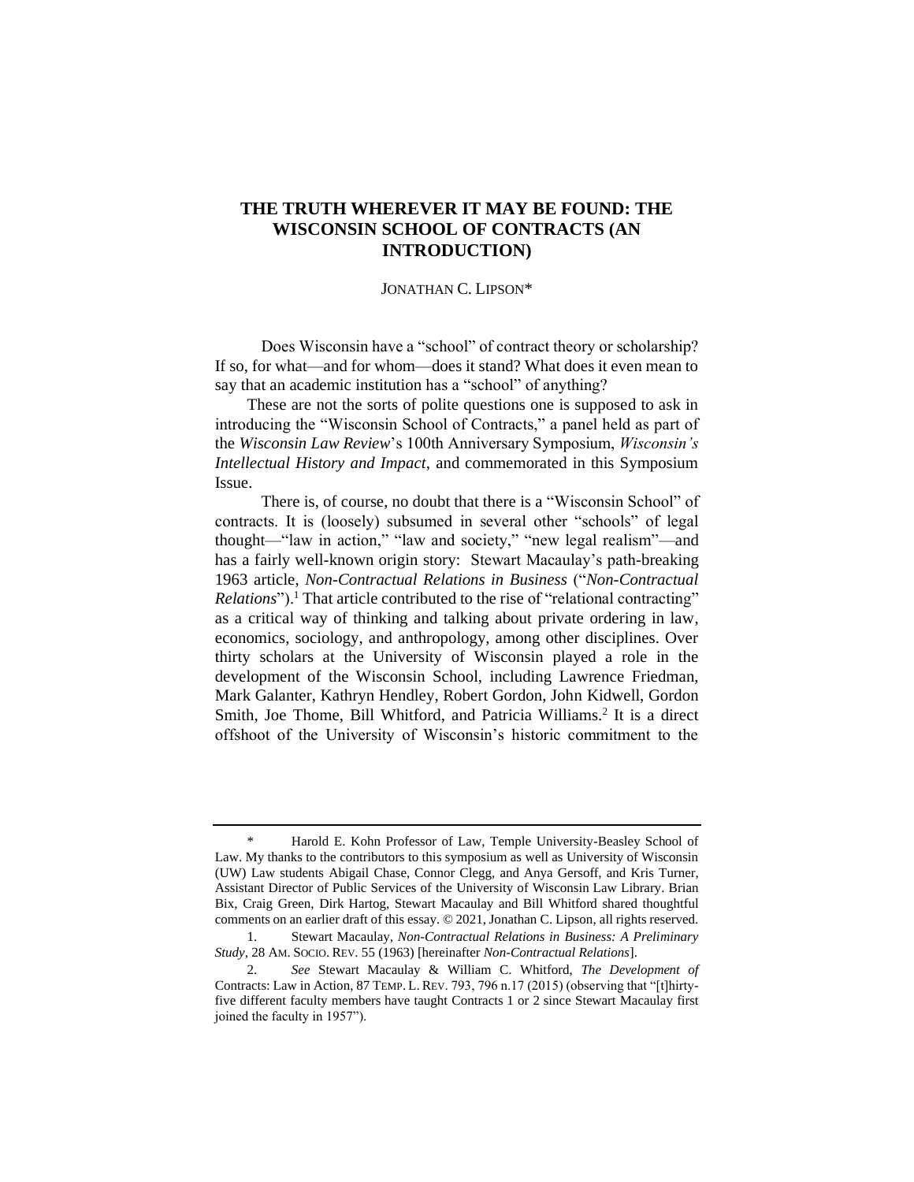# THE TRUTH WHEREVER IT MAY BE FOUND: THE WISCONSIN SCHOOL OF CONTRACTS (AN INTRODUCTION)

JONATHAN C. LIPSON*

Does Wisconsin have a "school" of contract theory or scholarship? If so, for what—and for whom—does it stand? What does it even mean to say that an academic institution has a "school" of anything?

These are not the sorts of polite questions one is supposed to ask in introducing the "Wisconsin School of Contracts," a panel held as part of the *Wisconsin Law Review*'s 100th Anniversary Symposium, *Wisconsin's Intellectual History and Impact*, and commemorated in this Symposium Issue.

There is, of course, no doubt that there is a "Wisconsin School" of contracts. It is (loosely) subsumed in several other "schools" of legal thought—"law in action," "law and society," "new legal realism"—and has a fairly well-known origin story: Stewart Macaulay's path-breaking 1963 article, *Non-Contractual Relations in Business* ("*Non-Contractual Relations*").[1] That article contributed to the rise of "relational contracting" as a critical way of thinking and talking about private ordering in law, economics, sociology, and anthropology, among other disciplines. Over thirty scholars at the University of Wisconsin played a role in the development of the Wisconsin School, including Lawrence Friedman, Mark Galanter, Kathryn Hendley, Robert Gordon, John Kidwell, Gordon Smith, Joe Thome, Bill Whitford, and Patricia Williams.[2] It is a direct offshoot of the University of Wisconsin's historic commitment to the

---

\* Harold E. Kohn Professor of Law, Temple University-Beasley School of Law. My thanks to the contributors to this symposium as well as University of Wisconsin (UW) Law students Abigail Chase, Connor Clegg, and Anya Gersoff, and Kris Turner, Assistant Director of Public Services of the University of Wisconsin Law Library. Brian Bix, Craig Green, Dirk Hartog, Stewart Macaulay and Bill Whitford shared thoughtful comments on an earlier draft of this essay. © 2021, Jonathan C. Lipson, all rights reserved.

1. Stewart Macaulay, *Non-Contractual Relations in Business: A Preliminary Study*, 28 AM. SOCIO. REV. 55 (1963) [hereinafter *Non-Contractual Relations*].

2. *See* Stewart Macaulay & William C. Whitford, *The Development of* Contracts: Law in Action, 87 TEMP. L. REV. 793, 796 n.17 (2015) (observing that "[t]hirty-five different faculty members have taught Contracts 1 or 2 since Stewart Macaulay first joined the faculty in 1957").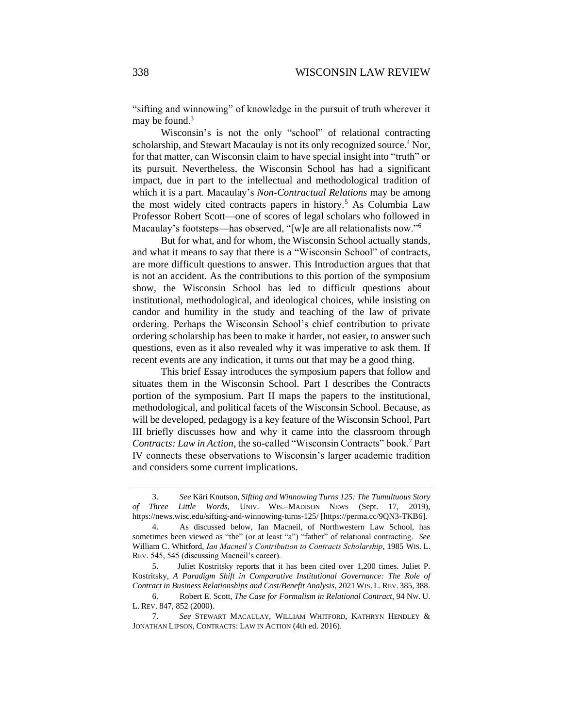"sifting and winnowing" of knowledge in the pursuit of truth wherever it may be found.[3]

Wisconsin's is not the only "school" of relational contracting scholarship, and Stewart Macaulay is not its only recognized source.[4] Nor, for that matter, can Wisconsin claim to have special insight into "truth" or its pursuit. Nevertheless, the Wisconsin School has had a significant impact, due in part to the intellectual and methodological tradition of which it is a part. Macaulay's *Non-Contractual Relations* may be among the most widely cited contracts papers in history.[5] As Columbia Law Professor Robert Scott—one of scores of legal scholars who followed in Macaulay's footsteps—has observed, "[w]e are all relationalists now."[6]

But for what, and for whom, the Wisconsin School actually stands, and what it means to say that there is a "Wisconsin School" of contracts, are more difficult questions to answer. This Introduction argues that that is not an accident. As the contributions to this portion of the symposium show, the Wisconsin School has led to difficult questions about institutional, methodological, and ideological choices, while insisting on candor and humility in the study and teaching of the law of private ordering. Perhaps the Wisconsin School's chief contribution to private ordering scholarship has been to make it harder, not easier, to answer such questions, even as it also revealed why it was imperative to ask them. If recent events are any indication, it turns out that may be a good thing.

This brief Essay introduces the symposium papers that follow and situates them in the Wisconsin School. Part I describes the Contracts portion of the symposium. Part II maps the papers to the institutional, methodological, and political facets of the Wisconsin School. Because, as will be developed, pedagogy is a key feature of the Wisconsin School, Part III briefly discusses how and why it came into the classroom through *Contracts: Law in Action*, the so-called "Wisconsin Contracts" book.[7] Part IV connects these observations to Wisconsin's larger academic tradition and considers some current implications.

---

3. *See* Käri Knutson, *Sifting and Winnowing Turns 125: The Tumultuous Story of Three Little Words*, UNIV. WIS.–MADISON NEWS (Sept. 17, 2019), https://news.wisc.edu/sifting-and-winnowing-turns-125/ [https://perma.cc/9QN3-TKB6].

4. As discussed below, Ian Macneil, of Northwestern Law School, has sometimes been viewed as "the" (or at least "a") "father" of relational contracting. *See* William C. Whitford, *Ian Macneil's Contribution to Contracts Scholarship*, 1985 WIS. L. REV. 545, 545 (discussing Macneil's career).

5. Juliet Kostritsky reports that it has been cited over 1,200 times. Juliet P. Kostritsky, *A Paradigm Shift in Comparative Institutional Governance: The Role of Contract in Business Relationships and Cost/Benefit Analysis*, 2021 WIS. L. REV. 385, 388.

6. Robert E. Scott, *The Case for Formalism in Relational Contract*, 94 NW. U. L. REV. 847, 852 (2000).

7. *See* STEWART MACAULAY, WILLIAM WHITFORD, KATHRYN HENDLEY & JONATHAN LIPSON, CONTRACTS: LAW IN ACTION (4th ed. 2016).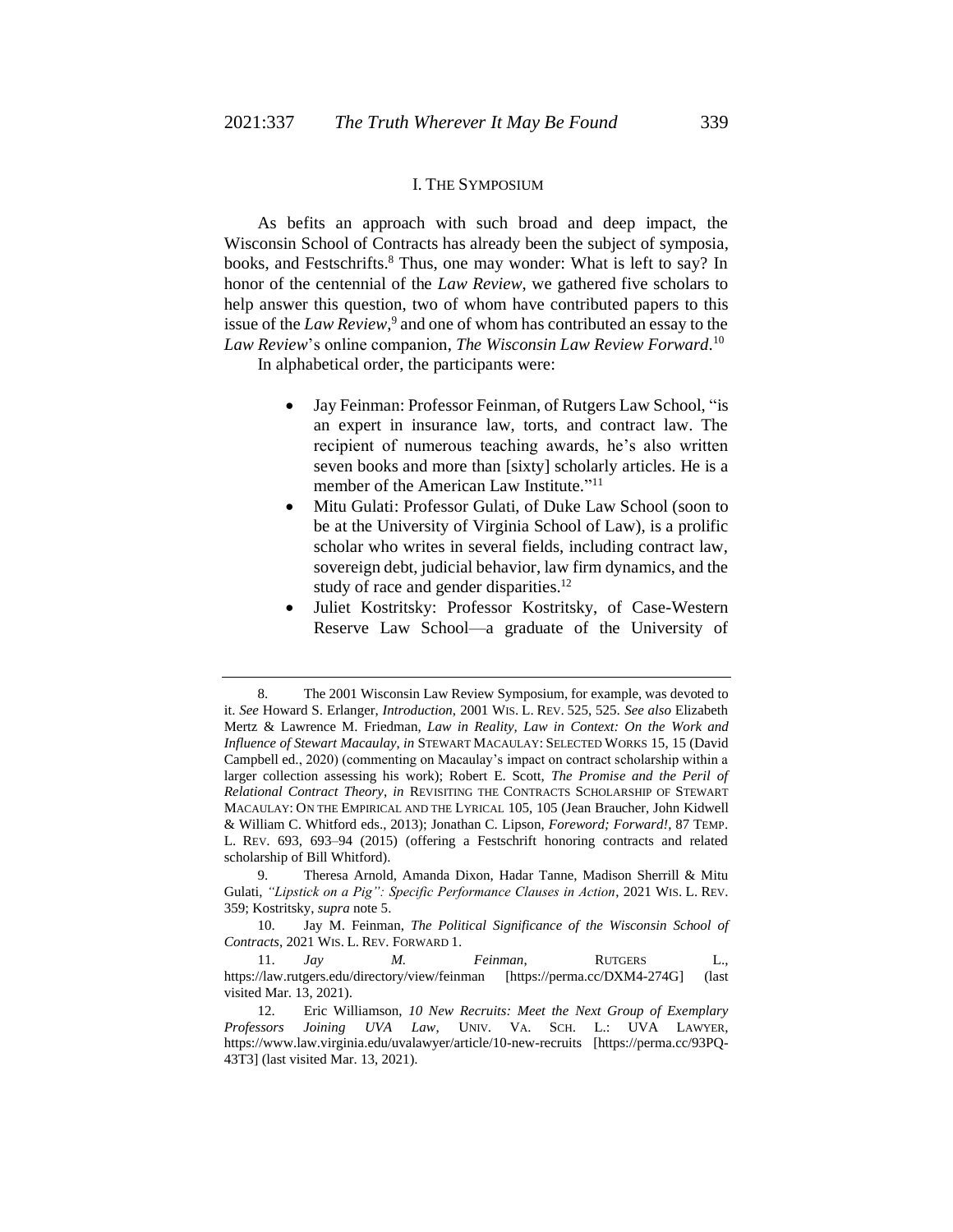## I. THE SYMPOSIUM

As befits an approach with such broad and deep impact, the Wisconsin School of Contracts has already been the subject of symposia, books, and Festschrifts.[8] Thus, one may wonder: What is left to say? In honor of the centennial of the *Law Review*, we gathered five scholars to help answer this question, two of whom have contributed papers to this issue of the *Law Review*,[9] and one of whom has contributed an essay to the *Law Review*'s online companion, *The Wisconsin Law Review Forward*.[10]

In alphabetical order, the participants were:

- Jay Feinman: Professor Feinman, of Rutgers Law School, "is an expert in insurance law, torts, and contract law. The recipient of numerous teaching awards, he's also written seven books and more than [sixty] scholarly articles. He is a member of the American Law Institute."[11]
- Mitu Gulati: Professor Gulati, of Duke Law School (soon to be at the University of Virginia School of Law), is a prolific scholar who writes in several fields, including contract law, sovereign debt, judicial behavior, law firm dynamics, and the study of race and gender disparities.[12]
- Juliet Kostritsky: Professor Kostritsky, of Case-Western Reserve Law School—a graduate of the University of

---

8. The 2001 Wisconsin Law Review Symposium, for example, was devoted to it. *See* Howard S. Erlanger, *Introduction*, 2001 WIS. L. REV. 525, 525. *See also* Elizabeth Mertz & Lawrence M. Friedman, *Law in Reality, Law in Context: On the Work and Influence of Stewart Macaulay*, *in* STEWART MACAULAY: SELECTED WORKS 15, 15 (David Campbell ed., 2020) (commenting on Macaulay's impact on contract scholarship within a larger collection assessing his work); Robert E. Scott, *The Promise and the Peril of Relational Contract Theory*, *in* REVISITING THE CONTRACTS SCHOLARSHIP OF STEWART MACAULAY: ON THE EMPIRICAL AND THE LYRICAL 105, 105 (Jean Braucher, John Kidwell & William C. Whitford eds., 2013); Jonathan C. Lipson, *Foreword; Forward!*, 87 TEMP. L. REV. 693, 693–94 (2015) (offering a Festschrift honoring contracts and related scholarship of Bill Whitford).

9. Theresa Arnold, Amanda Dixon, Hadar Tanne, Madison Sherrill & Mitu Gulati, *"Lipstick on a Pig": Specific Performance Clauses in Action*, 2021 WIS. L. REV. 359; Kostritsky, *supra* note 5.

10. Jay M. Feinman, *The Political Significance of the Wisconsin School of Contracts*, 2021 WIS. L. REV. FORWARD 1.

11. *Jay M. Feinman*, RUTGERS L., https://law.rutgers.edu/directory/view/feinman [https://perma.cc/DXM4-274G] (last visited Mar. 13, 2021).

12. Eric Williamson, *10 New Recruits: Meet the Next Group of Exemplary Professors Joining UVA Law*, UNIV. VA. SCH. L.: UVA LAWYER, https://www.law.virginia.edu/uvalawyer/article/10-new-recruits [https://perma.cc/93PQ-43T3] (last visited Mar. 13, 2021).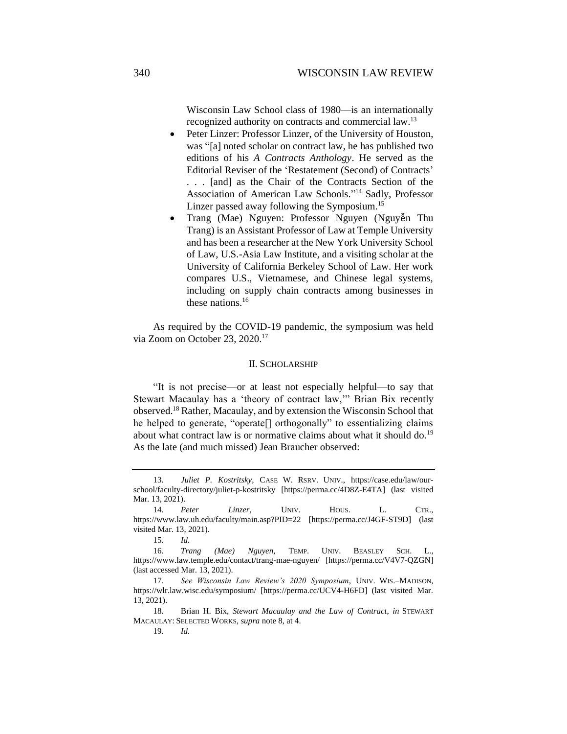Wisconsin Law School class of 1980—is an internationally recognized authority on contracts and commercial law.[13]

- Peter Linzer: Professor Linzer, of the University of Houston, was "[a] noted scholar on contract law, he has published two editions of his *A Contracts Anthology*. He served as the Editorial Reviser of the 'Restatement (Second) of Contracts' . . . [and] as the Chair of the Contracts Section of the Association of American Law Schools."[14] Sadly, Professor Linzer passed away following the Symposium.[15]
- Trang (Mae) Nguyen: Professor Nguyen (Nguyễn Thu Trang) is an Assistant Professor of Law at Temple University and has been a researcher at the New York University School of Law, U.S.-Asia Law Institute, and a visiting scholar at the University of California Berkeley School of Law. Her work compares U.S., Vietnamese, and Chinese legal systems, including on supply chain contracts among businesses in these nations.[16]

As required by the COVID-19 pandemic, the symposium was held via Zoom on October 23, 2020.[17]

## II. SCHOLARSHIP

"It is not precise—or at least not especially helpful—to say that Stewart Macaulay has a 'theory of contract law,'" Brian Bix recently observed.[18] Rather, Macaulay, and by extension the Wisconsin School that he helped to generate, "operate[] orthogonally" to essentializing claims about what contract law is or normative claims about what it should do.[19] As the late (and much missed) Jean Braucher observed:

---

13. *Juliet P. Kostritsky*, CASE W. RSRV. UNIV., https://case.edu/law/our-school/faculty-directory/juliet-p-kostritsky [https://perma.cc/4D8Z-E4TA] (last visited Mar. 13, 2021).

14. *Peter Linzer*, UNIV. HOUS. L. CTR., https://www.law.uh.edu/faculty/main.asp?PID=22 [https://perma.cc/J4GF-ST9D] (last visited Mar. 13, 2021).

15. *Id.*

16. *Trang (Mae) Nguyen*, TEMP. UNIV. BEASLEY SCH. L., https://www.law.temple.edu/contact/trang-mae-nguyen/ [https://perma.cc/V4V7-QZGN] (last accessed Mar. 13, 2021).

17. *See Wisconsin Law Review's 2020 Symposium*, UNIV. WIS.–MADISON, https://wlr.law.wisc.edu/symposium/ [https://perma.cc/UCV4-H6FD] (last visited Mar. 13, 2021).

18. Brian H. Bix, *Stewart Macaulay and the Law of Contract*, *in* STEWART MACAULAY: SELECTED WORKS, *supra* note 8, at 4.

19. *Id.*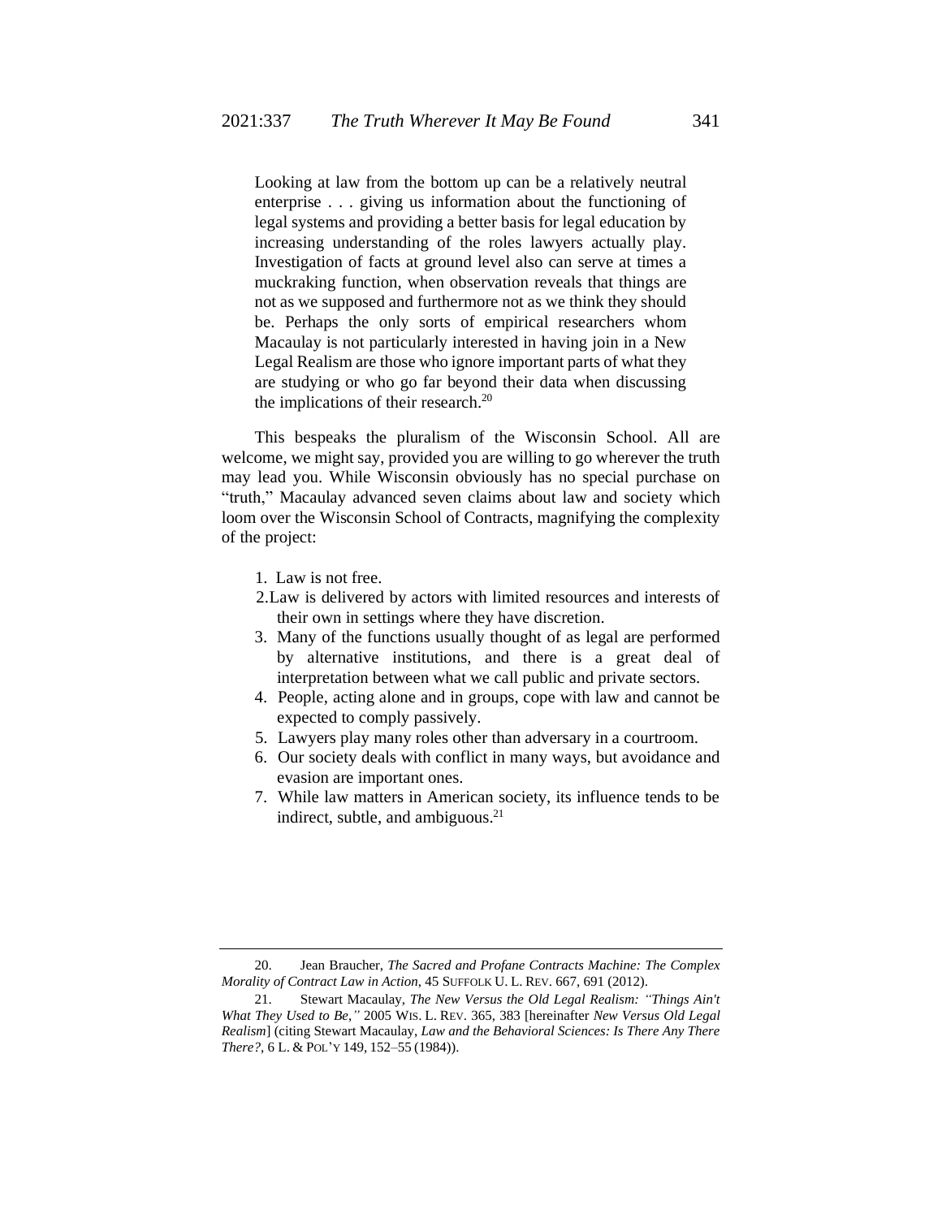> Looking at law from the bottom up can be a relatively neutral enterprise . . . giving us information about the functioning of legal systems and providing a better basis for legal education by increasing understanding of the roles lawyers actually play. Investigation of facts at ground level also can serve at times a muckraking function, when observation reveals that things are not as we supposed and furthermore not as we think they should be. Perhaps the only sorts of empirical researchers whom Macaulay is not particularly interested in having join in a New Legal Realism are those who ignore important parts of what they are studying or who go far beyond their data when discussing the implications of their research.[20]

This bespeaks the pluralism of the Wisconsin School. All are welcome, we might say, provided you are willing to go wherever the truth may lead you. While Wisconsin obviously has no special purchase on "truth," Macaulay advanced seven claims about law and society which loom over the Wisconsin School of Contracts, magnifying the complexity of the project:

1. Law is not free.
2. Law is delivered by actors with limited resources and interests of their own in settings where they have discretion.
3. Many of the functions usually thought of as legal are performed by alternative institutions, and there is a great deal of interpretation between what we call public and private sectors.
4. People, acting alone and in groups, cope with law and cannot be expected to comply passively.
5. Lawyers play many roles other than adversary in a courtroom.
6. Our society deals with conflict in many ways, but avoidance and evasion are important ones.
7. While law matters in American society, its influence tends to be indirect, subtle, and ambiguous.[21]

---

20. Jean Braucher, *The Sacred and Profane Contracts Machine: The Complex Morality of Contract Law in Action*, 45 SUFFOLK U. L. REV. 667, 691 (2012).

21. Stewart Macaulay, *The New Versus the Old Legal Realism: "Things Ain't What They Used to Be,"* 2005 WIS. L. REV. 365, 383 [hereinafter *New Versus Old Legal Realism*] (citing Stewart Macaulay, *Law and the Behavioral Sciences: Is There Any There There?*, 6 L. & POL'Y 149, 152–55 (1984)).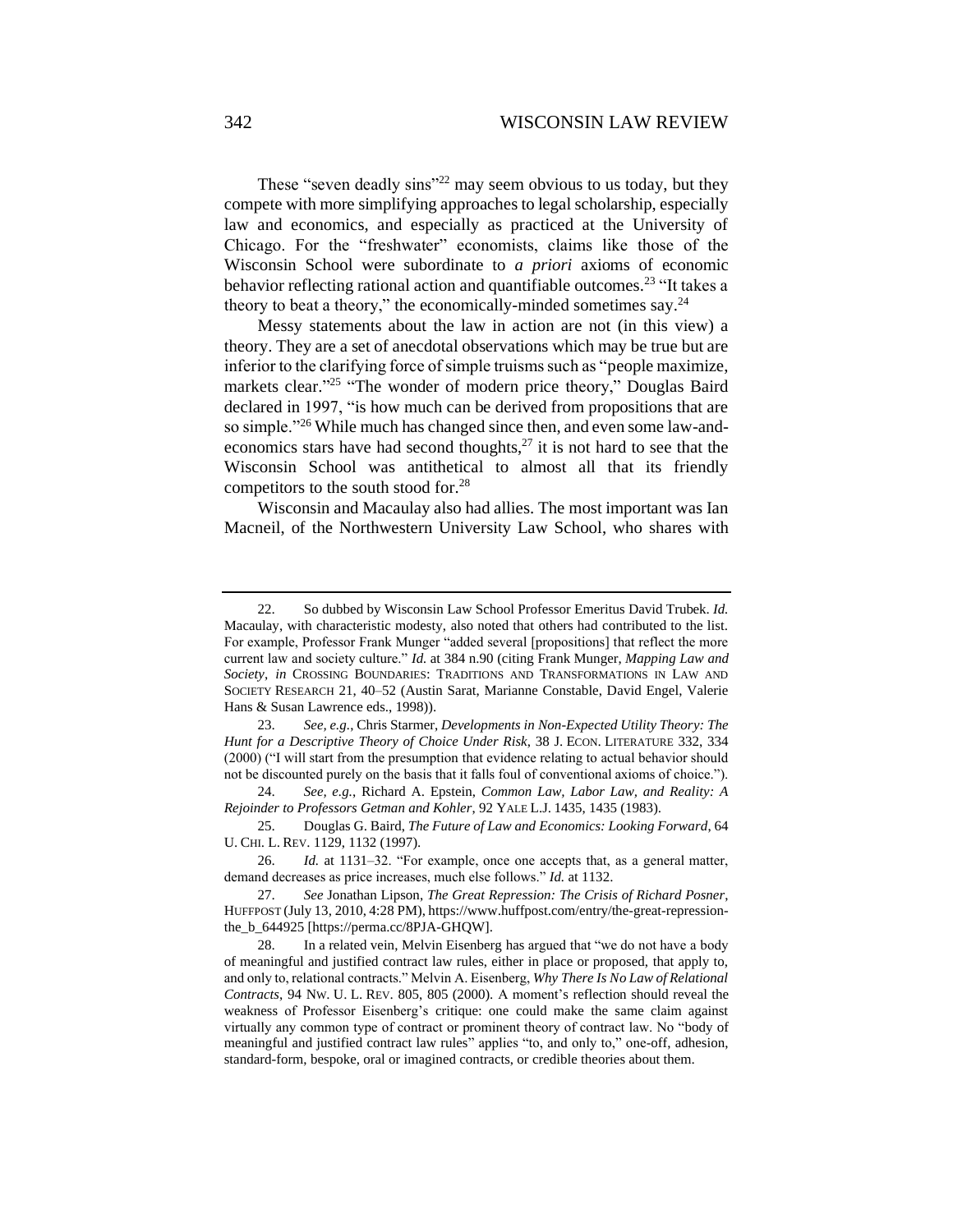These "seven deadly sins"[22] may seem obvious to us today, but they compete with more simplifying approaches to legal scholarship, especially law and economics, and especially as practiced at the University of Chicago. For the "freshwater" economists, claims like those of the Wisconsin School were subordinate to *a priori* axioms of economic behavior reflecting rational action and quantifiable outcomes.[23] "It takes a theory to beat a theory," the economically-minded sometimes say.[24]

Messy statements about the law in action are not (in this view) a theory. They are a set of anecdotal observations which may be true but are inferior to the clarifying force of simple truisms such as "people maximize, markets clear."[25] "The wonder of modern price theory," Douglas Baird declared in 1997, "is how much can be derived from propositions that are so simple."[26] While much has changed since then, and even some law-and-economics stars have had second thoughts,[27] it is not hard to see that the Wisconsin School was antithetical to almost all that its friendly competitors to the south stood for.[28]

Wisconsin and Macaulay also had allies. The most important was Ian Macneil, of the Northwestern University Law School, who shares with

---

22. So dubbed by Wisconsin Law School Professor Emeritus David Trubek. *Id.* Macaulay, with characteristic modesty, also noted that others had contributed to the list. For example, Professor Frank Munger "added several [propositions] that reflect the more current law and society culture." *Id.* at 384 n.90 (citing Frank Munger, *Mapping Law and Society*, *in* CROSSING BOUNDARIES: TRADITIONS AND TRANSFORMATIONS IN LAW AND SOCIETY RESEARCH 21, 40–52 (Austin Sarat, Marianne Constable, David Engel, Valerie Hans & Susan Lawrence eds., 1998)).

23. *See, e.g.*, Chris Starmer, *Developments in Non-Expected Utility Theory: The Hunt for a Descriptive Theory of Choice Under Risk*, 38 J. ECON. LITERATURE 332, 334 (2000) ("I will start from the presumption that evidence relating to actual behavior should not be discounted purely on the basis that it falls foul of conventional axioms of choice.").

24. *See, e.g.*, Richard A. Epstein, *Common Law, Labor Law, and Reality: A Rejoinder to Professors Getman and Kohler*, 92 YALE L.J. 1435, 1435 (1983).

25. Douglas G. Baird, *The Future of Law and Economics: Looking Forward*, 64 U. CHI. L. REV. 1129, 1132 (1997).

26. *Id.* at 1131–32. "For example, once one accepts that, as a general matter, demand decreases as price increases, much else follows." *Id.* at 1132.

27. *See* Jonathan Lipson, *The Great Repression: The Crisis of Richard Posner*, HUFFPOST (July 13, 2010, 4:28 PM), https://www.huffpost.com/entry/the-great-repression-the_b_644925 [https://perma.cc/8PJA-GHQW].

28. In a related vein, Melvin Eisenberg has argued that "we do not have a body of meaningful and justified contract law rules, either in place or proposed, that apply to, and only to, relational contracts." Melvin A. Eisenberg, *Why There Is No Law of Relational Contracts*, 94 NW. U. L. REV. 805, 805 (2000). A moment's reflection should reveal the weakness of Professor Eisenberg's critique: one could make the same claim against virtually any common type of contract or prominent theory of contract law. No "body of meaningful and justified contract law rules" applies "to, and only to," one-off, adhesion, standard-form, bespoke, oral or imagined contracts, or credible theories about them.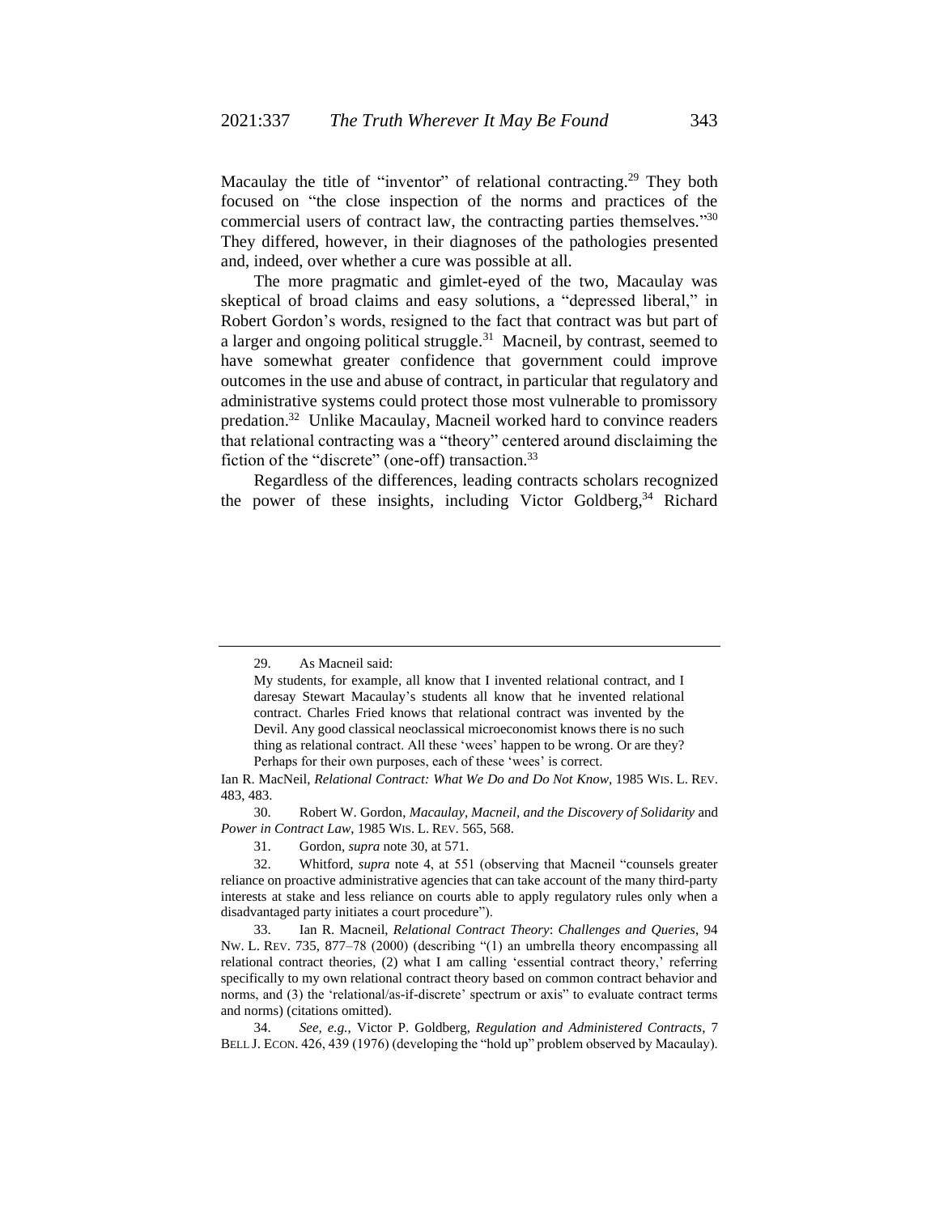Macaulay the title of "inventor" of relational contracting.[29] They both focused on "the close inspection of the norms and practices of the commercial users of contract law, the contracting parties themselves."[30] They differed, however, in their diagnoses of the pathologies presented and, indeed, over whether a cure was possible at all.

The more pragmatic and gimlet-eyed of the two, Macaulay was skeptical of broad claims and easy solutions, a "depressed liberal," in Robert Gordon's words, resigned to the fact that contract was but part of a larger and ongoing political struggle.[31] Macneil, by contrast, seemed to have somewhat greater confidence that government could improve outcomes in the use and abuse of contract, in particular that regulatory and administrative systems could protect those most vulnerable to promissory predation.[32] Unlike Macaulay, Macneil worked hard to convince readers that relational contracting was a "theory" centered around disclaiming the fiction of the "discrete" (one-off) transaction.[33]

Regardless of the differences, leading contracts scholars recognized the power of these insights, including Victor Goldberg,[34] Richard

---

29. As Macneil said:

> My students, for example, all know that I invented relational contract, and I daresay Stewart Macaulay's students all know that he invented relational contract. Charles Fried knows that relational contract was invented by the Devil. Any good classical neoclassical microeconomist knows there is no such thing as relational contract. All these 'wees' happen to be wrong. Or are they? Perhaps for their own purposes, each of these 'wees' is correct.

Ian R. MacNeil, *Relational Contract: What We Do and Do Not Know*, 1985 WIS. L. REV. 483, 483.

30. Robert W. Gordon, *Macaulay, Macneil, and the Discovery of Solidarity* and *Power in Contract Law*, 1985 WIS. L. REV. 565, 568.

31. Gordon, *supra* note 30, at 571.

32. Whitford, *supra* note 4, at 551 (observing that Macneil "counsels greater reliance on proactive administrative agencies that can take account of the many third-party interests at stake and less reliance on courts able to apply regulatory rules only when a disadvantaged party initiates a court procedure").

33. Ian R. Macneil, *Relational Contract Theory*: *Challenges and Queries*, 94 NW. L. REV. 735, 877–78 (2000) (describing "(1) an umbrella theory encompassing all relational contract theories, (2) what I am calling 'essential contract theory,' referring specifically to my own relational contract theory based on common contract behavior and norms, and (3) the 'relational/as-if-discrete' spectrum or axis" to evaluate contract terms and norms) (citations omitted).

34. *See, e.g.*, Victor P. Goldberg, *Regulation and Administered Contracts*, 7 BELL J. ECON. 426, 439 (1976) (developing the "hold up" problem observed by Macaulay).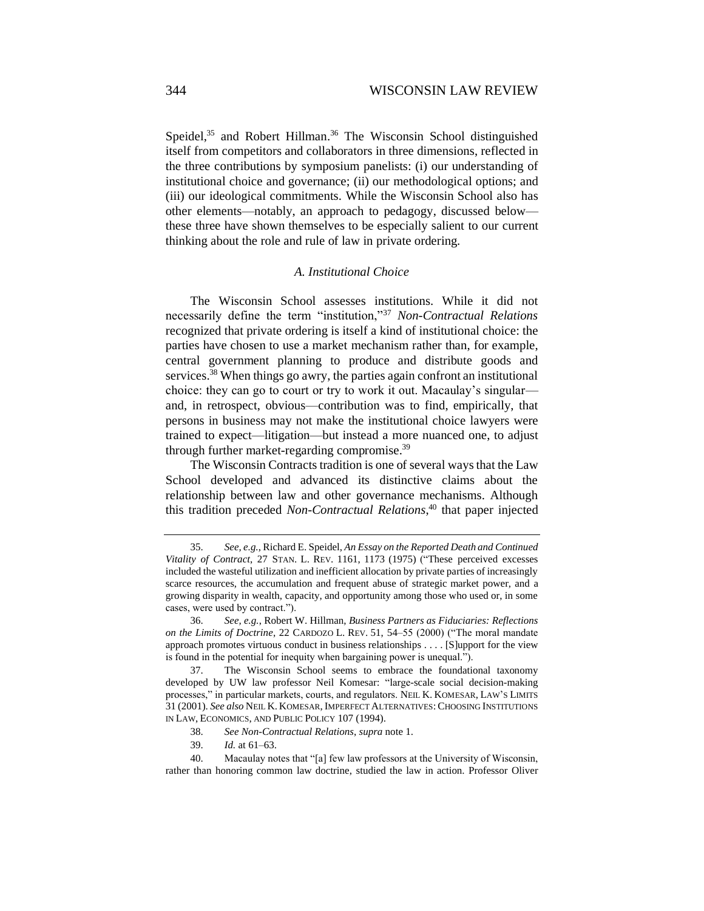Speidel,[35] and Robert Hillman.[36] The Wisconsin School distinguished itself from competitors and collaborators in three dimensions, reflected in the three contributions by symposium panelists: (i) our understanding of institutional choice and governance; (ii) our methodological options; and (iii) our ideological commitments. While the Wisconsin School also has other elements—notably, an approach to pedagogy, discussed below—these three have shown themselves to be especially salient to our current thinking about the role and rule of law in private ordering.

### *A. Institutional Choice*

The Wisconsin School assesses institutions. While it did not necessarily define the term "institution,"[37] *Non-Contractual Relations* recognized that private ordering is itself a kind of institutional choice: the parties have chosen to use a market mechanism rather than, for example, central government planning to produce and distribute goods and services.[38] When things go awry, the parties again confront an institutional choice: they can go to court or try to work it out. Macaulay's singular—and, in retrospect, obvious—contribution was to find, empirically, that persons in business may not make the institutional choice lawyers were trained to expect—litigation—but instead a more nuanced one, to adjust through further market-regarding compromise.[39]

The Wisconsin Contracts tradition is one of several ways that the Law School developed and advanced its distinctive claims about the relationship between law and other governance mechanisms. Although this tradition preceded *Non-Contractual Relations*,[40] that paper injected

---

35. *See, e.g.*, Richard E. Speidel, *An Essay on the Reported Death and Continued Vitality of Contract*, 27 STAN. L. REV. 1161, 1173 (1975) ("These perceived excesses included the wasteful utilization and inefficient allocation by private parties of increasingly scarce resources, the accumulation and frequent abuse of strategic market power, and a growing disparity in wealth, capacity, and opportunity among those who used or, in some cases, were used by contract.").

36. *See, e.g.*, Robert W. Hillman, *Business Partners as Fiduciaries: Reflections on the Limits of Doctrine*, 22 CARDOZO L. REV. 51, 54–55 (2000) ("The moral mandate approach promotes virtuous conduct in business relationships . . . . [S]upport for the view is found in the potential for inequity when bargaining power is unequal.").

37. The Wisconsin School seems to embrace the foundational taxonomy developed by UW law professor Neil Komesar: "large-scale social decision-making processes," in particular markets, courts, and regulators. NEIL K. KOMESAR, LAW'S LIMITS 31 (2001). *See also* NEIL K. KOMESAR, IMPERFECT ALTERNATIVES: CHOOSING INSTITUTIONS IN LAW, ECONOMICS, AND PUBLIC POLICY 107 (1994).

38. *See Non-Contractual Relations*, *supra* note 1.

39. *Id.* at 61–63.

40. Macaulay notes that "[a] few law professors at the University of Wisconsin, rather than honoring common law doctrine, studied the law in action. Professor Oliver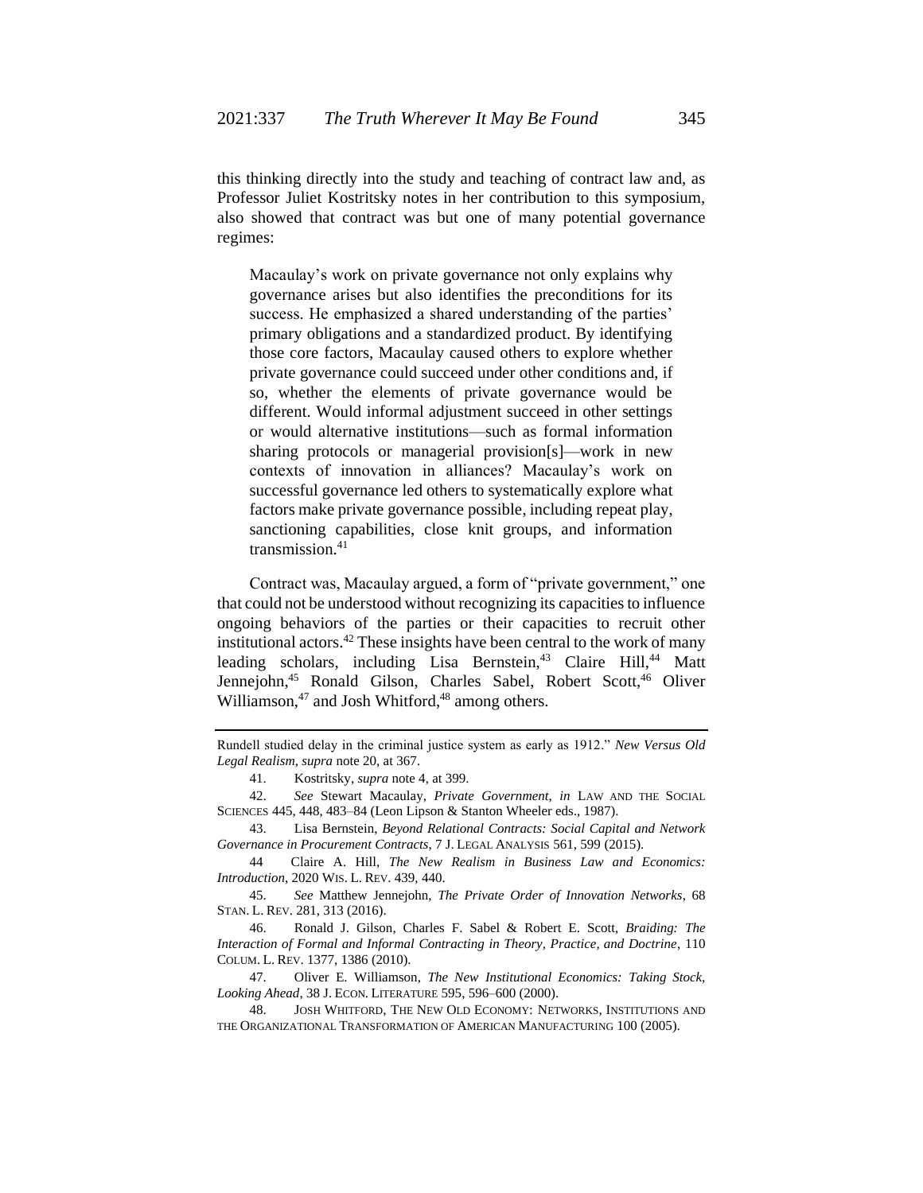this thinking directly into the study and teaching of contract law and, as Professor Juliet Kostritsky notes in her contribution to this symposium, also showed that contract was but one of many potential governance regimes:

> Macaulay's work on private governance not only explains why governance arises but also identifies the preconditions for its success. He emphasized a shared understanding of the parties' primary obligations and a standardized product. By identifying those core factors, Macaulay caused others to explore whether private governance could succeed under other conditions and, if so, whether the elements of private governance would be different. Would informal adjustment succeed in other settings or would alternative institutions—such as formal information sharing protocols or managerial provision[s]—work in new contexts of innovation in alliances? Macaulay's work on successful governance led others to systematically explore what factors make private governance possible, including repeat play, sanctioning capabilities, close knit groups, and information transmission.[41]

Contract was, Macaulay argued, a form of "private government," one that could not be understood without recognizing its capacities to influence ongoing behaviors of the parties or their capacities to recruit other institutional actors.[42] These insights have been central to the work of many leading scholars, including Lisa Bernstein,[43] Claire Hill,[44] Matt Jennejohn,[45] Ronald Gilson, Charles Sabel, Robert Scott,[46] Oliver Williamson,[47] and Josh Whitford,[48] among others.

---

Rundell studied delay in the criminal justice system as early as 1912." *New Versus Old Legal Realism*, *supra* note 20, at 367.

41. Kostritsky, *supra* note 4, at 399.

42. *See* Stewart Macaulay, *Private Government*, *in* LAW AND THE SOCIAL SCIENCES 445, 448, 483–84 (Leon Lipson & Stanton Wheeler eds., 1987).

43. Lisa Bernstein, *Beyond Relational Contracts: Social Capital and Network Governance in Procurement Contracts*, 7 J. LEGAL ANALYSIS 561, 599 (2015).

44 Claire A. Hill, *The New Realism in Business Law and Economics: Introduction*, 2020 WIS. L. REV. 439, 440.

45. *See* Matthew Jennejohn, *The Private Order of Innovation Networks*, 68 STAN. L. REV. 281, 313 (2016).

46. Ronald J. Gilson, Charles F. Sabel & Robert E. Scott, *Braiding: The Interaction of Formal and Informal Contracting in Theory, Practice, and Doctrine*, 110 COLUM. L. REV. 1377, 1386 (2010).

47. Oliver E. Williamson, *The New Institutional Economics: Taking Stock, Looking Ahead*, 38 J. ECON. LITERATURE 595, 596–600 (2000).

48. JOSH WHITFORD, THE NEW OLD ECONOMY: NETWORKS, INSTITUTIONS AND THE ORGANIZATIONAL TRANSFORMATION OF AMERICAN MANUFACTURING 100 (2005).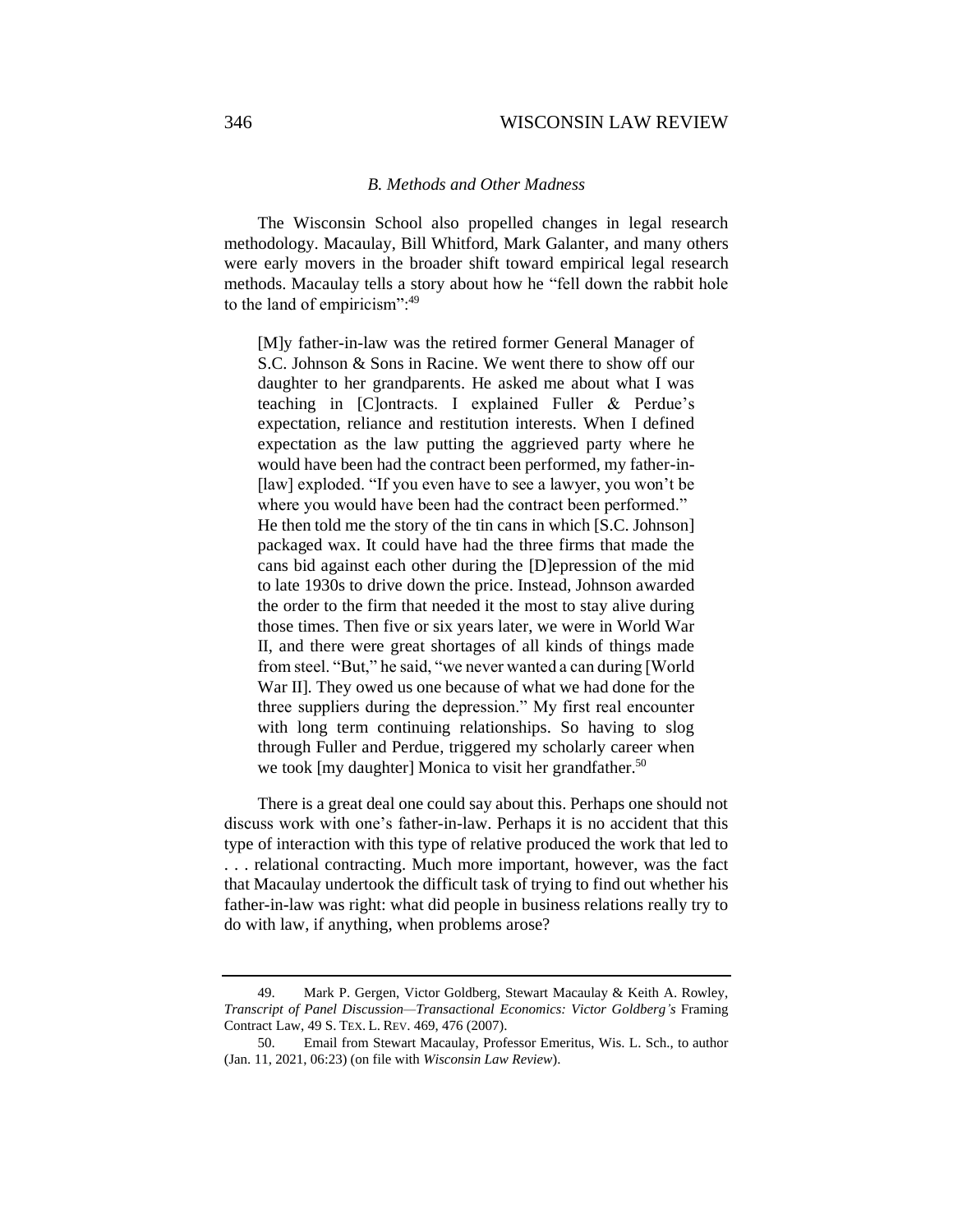### *B. Methods and Other Madness*

The Wisconsin School also propelled changes in legal research methodology. Macaulay, Bill Whitford, Mark Galanter, and many others were early movers in the broader shift toward empirical legal research methods. Macaulay tells a story about how he "fell down the rabbit hole to the land of empiricism":[49]

> [M]y father-in-law was the retired former General Manager of S.C. Johnson & Sons in Racine. We went there to show off our daughter to her grandparents. He asked me about what I was teaching in [C]ontracts. I explained Fuller & Perdue's expectation, reliance and restitution interests. When I defined expectation as the law putting the aggrieved party where he would have been had the contract been performed, my father-in-[law] exploded. "If you even have to see a lawyer, you won't be where you would have been had the contract been performed." He then told me the story of the tin cans in which [S.C. Johnson] packaged wax. It could have had the three firms that made the cans bid against each other during the [D]epression of the mid to late 1930s to drive down the price. Instead, Johnson awarded the order to the firm that needed it the most to stay alive during those times. Then five or six years later, we were in World War II, and there were great shortages of all kinds of things made from steel. "But," he said, "we never wanted a can during [World War II]. They owed us one because of what we had done for the three suppliers during the depression." My first real encounter with long term continuing relationships. So having to slog through Fuller and Perdue, triggered my scholarly career when we took [my daughter] Monica to visit her grandfather.[50]

There is a great deal one could say about this. Perhaps one should not discuss work with one's father-in-law. Perhaps it is no accident that this type of interaction with this type of relative produced the work that led to . . . relational contracting. Much more important, however, was the fact that Macaulay undertook the difficult task of trying to find out whether his father-in-law was right: what did people in business relations really try to do with law, if anything, when problems arose?

---

49. Mark P. Gergen, Victor Goldberg, Stewart Macaulay & Keith A. Rowley, *Transcript of Panel Discussion—Transactional Economics: Victor Goldberg's* Framing Contract Law, 49 S. TEX. L. REV. 469, 476 (2007).

50. Email from Stewart Macaulay, Professor Emeritus, Wis. L. Sch., to author (Jan. 11, 2021, 06:23) (on file with *Wisconsin Law Review*).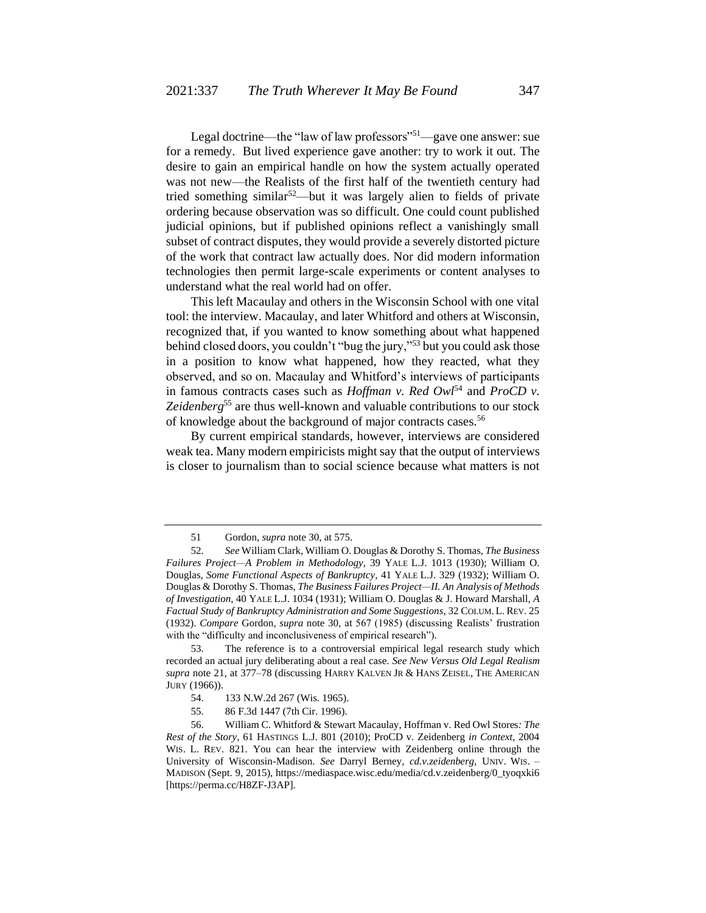Legal doctrine—the "law of law professors"[51]—gave one answer: sue for a remedy. But lived experience gave another: try to work it out. The desire to gain an empirical handle on how the system actually operated was not new—the Realists of the first half of the twentieth century had tried something similar[52]—but it was largely alien to fields of private ordering because observation was so difficult. One could count published judicial opinions, but if published opinions reflect a vanishingly small subset of contract disputes, they would provide a severely distorted picture of the work that contract law actually does. Nor did modern information technologies then permit large-scale experiments or content analyses to understand what the real world had on offer.

This left Macaulay and others in the Wisconsin School with one vital tool: the interview. Macaulay, and later Whitford and others at Wisconsin, recognized that, if you wanted to know something about what happened behind closed doors, you couldn't "bug the jury,"[53] but you could ask those in a position to know what happened, how they reacted, what they observed, and so on. Macaulay and Whitford's interviews of participants in famous contracts cases such as *Hoffman v. Red Owl*[54] and *ProCD v. Zeidenberg*[55] are thus well-known and valuable contributions to our stock of knowledge about the background of major contracts cases.[56]

By current empirical standards, however, interviews are considered weak tea. Many modern empiricists might say that the output of interviews is closer to journalism than to social science because what matters is not

---

51 Gordon, *supra* note 30, at 575.

52. *See* William Clark, William O. Douglas & Dorothy S. Thomas, *The Business Failures Project—A Problem in Methodology*, 39 YALE L.J. 1013 (1930); William O. Douglas, *Some Functional Aspects of Bankruptcy*, 41 YALE L.J. 329 (1932); William O. Douglas & Dorothy S. Thomas, *The Business Failures Project—II. An Analysis of Methods of Investigation*, 40 YALE L.J. 1034 (1931); William O. Douglas & J. Howard Marshall, *A Factual Study of Bankruptcy Administration and Some Suggestions*, 32 COLUM. L. REV. 25 (1932). *Compare* Gordon, *supra* note 30, at 567 (1985) (discussing Realists' frustration with the "difficulty and inconclusiveness of empirical research").

53. The reference is to a controversial empirical legal research study which recorded an actual jury deliberating about a real case. *See New Versus Old Legal Realism supra* note 21, at 377–78 (discussing HARRY KALVEN JR & HANS ZEISEL, THE AMERICAN JURY (1966)).

54. 133 N.W.2d 267 (Wis. 1965).

55. 86 F.3d 1447 (7th Cir. 1996).

56. William C. Whitford & Stewart Macaulay, Hoffman v. Red Owl Stores*: The Rest of the Story*, 61 HASTINGS L.J. 801 (2010); ProCD v. Zeidenberg *in Context*, 2004 WIS. L. REV. 821. You can hear the interview with Zeidenberg online through the University of Wisconsin-Madison. *See* Darryl Berney, *cd.v.zeidenberg*, UNIV. WIS. – MADISON (Sept. 9, 2015), https://mediaspace.wisc.edu/media/cd.v.zeidenberg/0_tyoqxki6 [https://perma.cc/H8ZF-J3AP].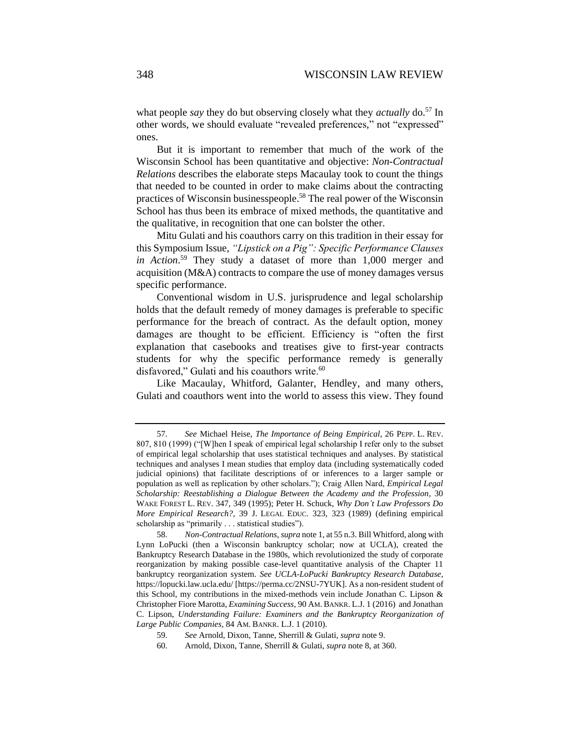what people *say* they do but observing closely what they *actually* do.[57] In other words, we should evaluate "revealed preferences," not "expressed" ones.

But it is important to remember that much of the work of the Wisconsin School has been quantitative and objective: *Non-Contractual Relations* describes the elaborate steps Macaulay took to count the things that needed to be counted in order to make claims about the contracting practices of Wisconsin businesspeople.[58] The real power of the Wisconsin School has thus been its embrace of mixed methods, the quantitative and the qualitative, in recognition that one can bolster the other.

Mitu Gulati and his coauthors carry on this tradition in their essay for this Symposium Issue, *"Lipstick on a Pig": Specific Performance Clauses in Action*.[59] They study a dataset of more than 1,000 merger and acquisition (M&A) contracts to compare the use of money damages versus specific performance.

Conventional wisdom in U.S. jurisprudence and legal scholarship holds that the default remedy of money damages is preferable to specific performance for the breach of contract. As the default option, money damages are thought to be efficient. Efficiency is "often the first explanation that casebooks and treatises give to first-year contracts students for why the specific performance remedy is generally disfavored," Gulati and his coauthors write.[60]

Like Macaulay, Whitford, Galanter, Hendley, and many others, Gulati and coauthors went into the world to assess this view. They found

---

57. *See* Michael Heise, *The Importance of Being Empirical*, 26 PEPP. L. REV. 807, 810 (1999) ("[W]hen I speak of empirical legal scholarship I refer only to the subset of empirical legal scholarship that uses statistical techniques and analyses. By statistical techniques and analyses I mean studies that employ data (including systematically coded judicial opinions) that facilitate descriptions of or inferences to a larger sample or population as well as replication by other scholars."); Craig Allen Nard, *Empirical Legal Scholarship: Reestablishing a Dialogue Between the Academy and the Profession*, 30 WAKE FOREST L. REV. 347, 349 (1995); Peter H. Schuck, *Why Don't Law Professors Do More Empirical Research?*, 39 J. LEGAL EDUC. 323, 323 (1989) (defining empirical scholarship as "primarily . . . statistical studies").

58. *Non-Contractual Relations*, *supra* note 1, at 55 n.3. Bill Whitford, along with Lynn LoPucki (then a Wisconsin bankruptcy scholar; now at UCLA), created the Bankruptcy Research Database in the 1980s, which revolutionized the study of corporate reorganization by making possible case-level quantitative analysis of the Chapter 11 bankruptcy reorganization system. *See UCLA-LoPucki Bankruptcy Research Database*, https://lopucki.law.ucla.edu/ [https://perma.cc/2NSU-7YUK]. As a non-resident student of this School, my contributions in the mixed-methods vein include Jonathan C. Lipson & Christopher Fiore Marotta, *Examining Success*, 90 AM. BANKR. L.J. 1 (2016) and Jonathan C. Lipson, *Understanding Failure: Examiners and the Bankruptcy Reorganization of Large Public Companies*, 84 AM. BANKR. L.J. 1 (2010).

59. *See* Arnold, Dixon, Tanne, Sherrill & Gulati, *supra* note 9.

60. Arnold, Dixon, Tanne, Sherrill & Gulati, *supra* note 8, at 360.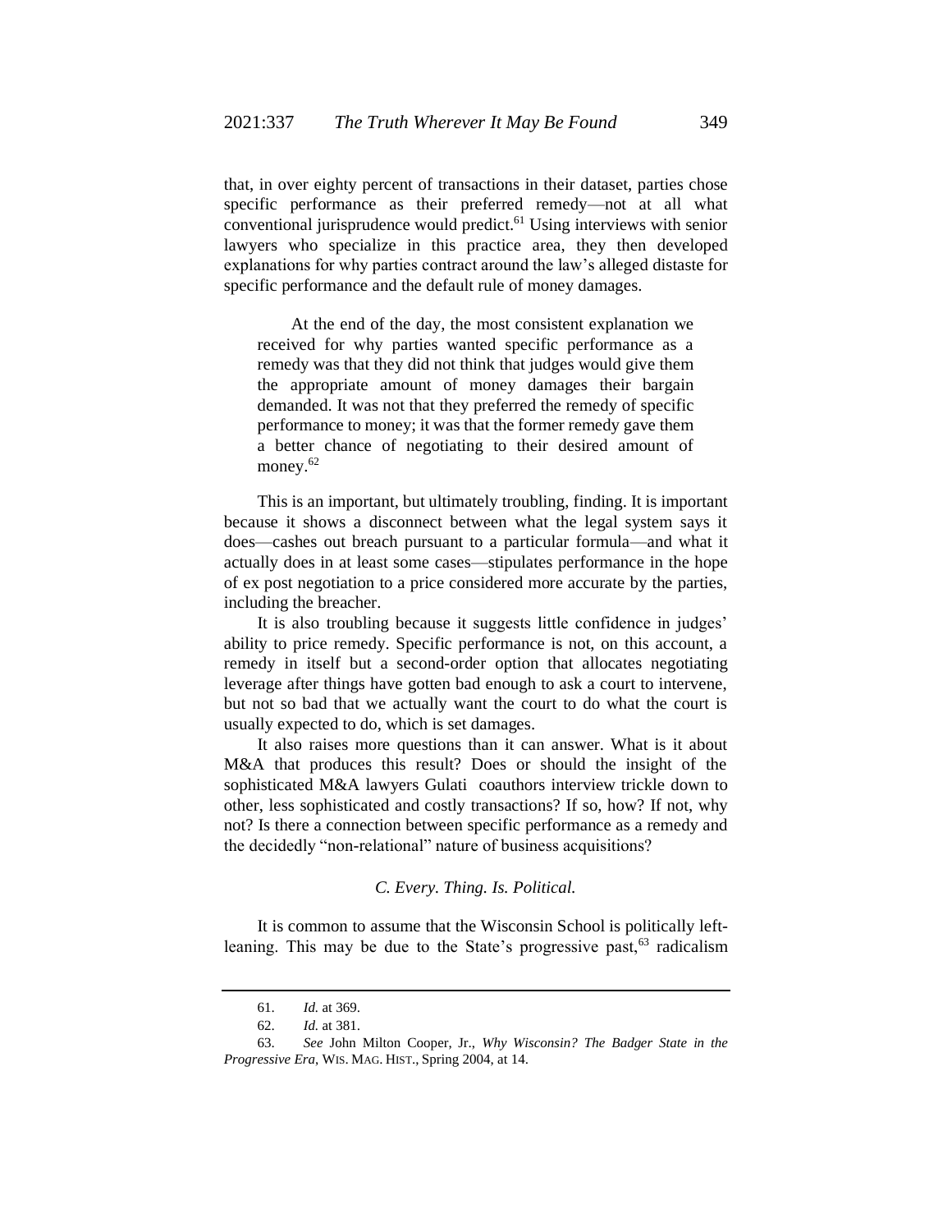that, in over eighty percent of transactions in their dataset, parties chose specific performance as their preferred remedy—not at all what conventional jurisprudence would predict.[61] Using interviews with senior lawyers who specialize in this practice area, they then developed explanations for why parties contract around the law's alleged distaste for specific performance and the default rule of money damages.

> At the end of the day, the most consistent explanation we received for why parties wanted specific performance as a remedy was that they did not think that judges would give them the appropriate amount of money damages their bargain demanded. It was not that they preferred the remedy of specific performance to money; it was that the former remedy gave them a better chance of negotiating to their desired amount of money.[62]

This is an important, but ultimately troubling, finding. It is important because it shows a disconnect between what the legal system says it does—cashes out breach pursuant to a particular formula—and what it actually does in at least some cases—stipulates performance in the hope of ex post negotiation to a price considered more accurate by the parties, including the breacher.

It is also troubling because it suggests little confidence in judges' ability to price remedy. Specific performance is not, on this account, a remedy in itself but a second-order option that allocates negotiating leverage after things have gotten bad enough to ask a court to intervene, but not so bad that we actually want the court to do what the court is usually expected to do, which is set damages.

It also raises more questions than it can answer. What is it about M&A that produces this result? Does or should the insight of the sophisticated M&A lawyers Gulati coauthors interview trickle down to other, less sophisticated and costly transactions? If so, how? If not, why not? Is there a connection between specific performance as a remedy and the decidedly "non-relational" nature of business acquisitions?

### *C. Every. Thing. Is. Political.*

It is common to assume that the Wisconsin School is politically left-leaning. This may be due to the State's progressive past,[63] radicalism

---

61. *Id.* at 369.

62. *Id.* at 381.

63. *See* John Milton Cooper, Jr., *Why Wisconsin? The Badger State in the Progressive Era*, WIS. MAG. HIST., Spring 2004, at 14.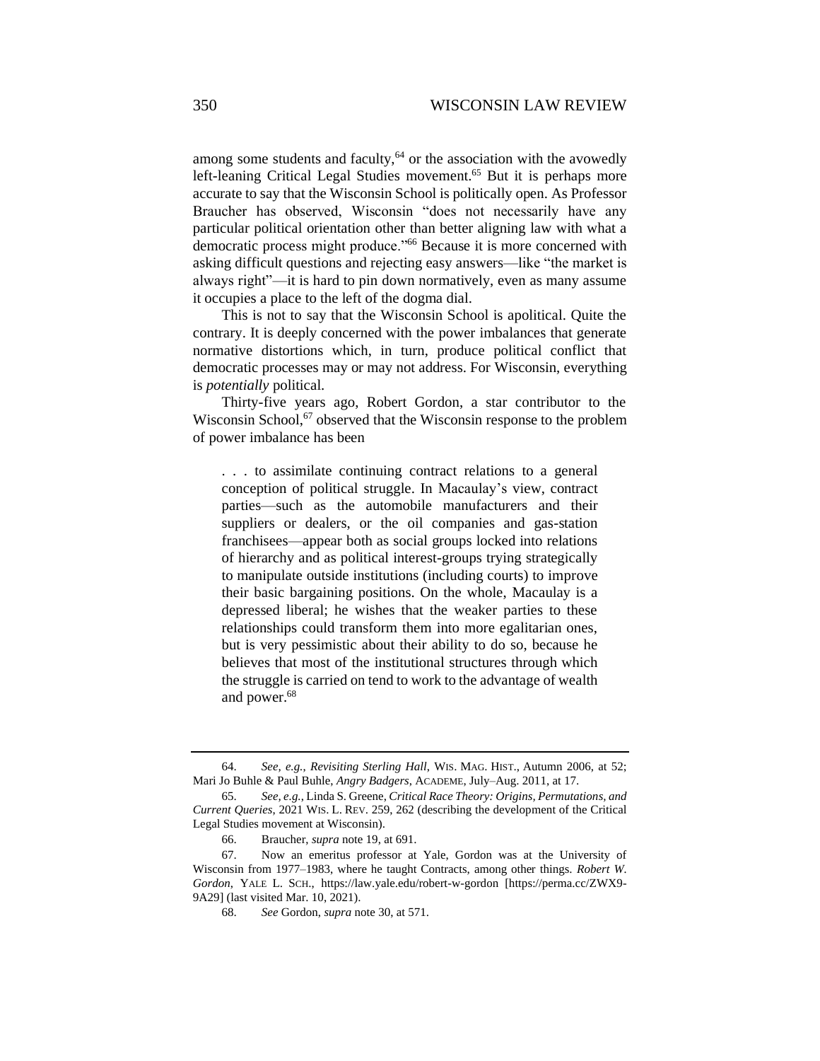among some students and faculty,[64] or the association with the avowedly left-leaning Critical Legal Studies movement.[65] But it is perhaps more accurate to say that the Wisconsin School is politically open. As Professor Braucher has observed, Wisconsin "does not necessarily have any particular political orientation other than better aligning law with what a democratic process might produce."[66] Because it is more concerned with asking difficult questions and rejecting easy answers—like "the market is always right"—it is hard to pin down normatively, even as many assume it occupies a place to the left of the dogma dial.

This is not to say that the Wisconsin School is apolitical. Quite the contrary. It is deeply concerned with the power imbalances that generate normative distortions which, in turn, produce political conflict that democratic processes may or may not address. For Wisconsin, everything is *potentially* political.

Thirty-five years ago, Robert Gordon, a star contributor to the Wisconsin School,[67] observed that the Wisconsin response to the problem of power imbalance has been

> . . . to assimilate continuing contract relations to a general conception of political struggle. In Macaulay's view, contract parties—such as the automobile manufacturers and their suppliers or dealers, or the oil companies and gas-station franchisees—appear both as social groups locked into relations of hierarchy and as political interest-groups trying strategically to manipulate outside institutions (including courts) to improve their basic bargaining positions. On the whole, Macaulay is a depressed liberal; he wishes that the weaker parties to these relationships could transform them into more egalitarian ones, but is very pessimistic about their ability to do so, because he believes that most of the institutional structures through which the struggle is carried on tend to work to the advantage of wealth and power.[68]

---

64. *See, e.g.*, *Revisiting Sterling Hall*, WIS. MAG. HIST., Autumn 2006, at 52; Mari Jo Buhle & Paul Buhle, *Angry Badgers*, ACADEME, July–Aug. 2011, at 17.

65. *See, e.g.*, Linda S. Greene, *Critical Race Theory: Origins, Permutations, and Current Queries*, 2021 WIS. L. REV. 259, 262 (describing the development of the Critical Legal Studies movement at Wisconsin).

66. Braucher, *supra* note 19, at 691.

67. Now an emeritus professor at Yale, Gordon was at the University of Wisconsin from 1977–1983, where he taught Contracts, among other things. *Robert W. Gordon*, YALE L. SCH., https://law.yale.edu/robert-w-gordon [https://perma.cc/ZWX9-9A29] (last visited Mar. 10, 2021).

68. *See* Gordon, *supra* note 30, at 571.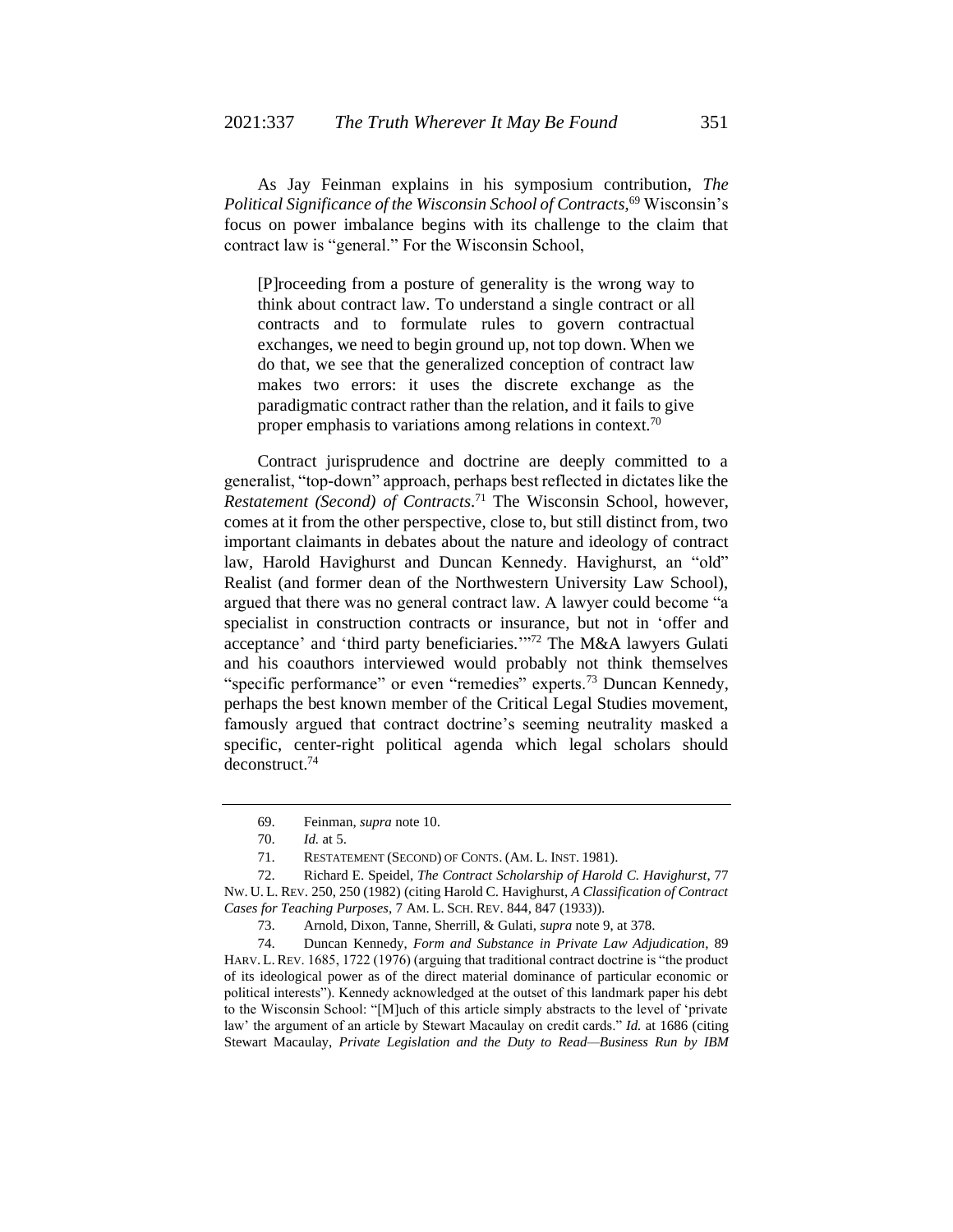As Jay Feinman explains in his symposium contribution, *The Political Significance of the Wisconsin School of Contracts*,[69] Wisconsin's focus on power imbalance begins with its challenge to the claim that contract law is "general." For the Wisconsin School,

> [P]roceeding from a posture of generality is the wrong way to think about contract law. To understand a single contract or all contracts and to formulate rules to govern contractual exchanges, we need to begin ground up, not top down. When we do that, we see that the generalized conception of contract law makes two errors: it uses the discrete exchange as the paradigmatic contract rather than the relation, and it fails to give proper emphasis to variations among relations in context.[70]

Contract jurisprudence and doctrine are deeply committed to a generalist, "top-down" approach, perhaps best reflected in dictates like the *Restatement (Second) of Contracts*.[71] The Wisconsin School, however, comes at it from the other perspective, close to, but still distinct from, two important claimants in debates about the nature and ideology of contract law, Harold Havighurst and Duncan Kennedy. Havighurst, an "old" Realist (and former dean of the Northwestern University Law School), argued that there was no general contract law. A lawyer could become "a specialist in construction contracts or insurance, but not in 'offer and acceptance' and 'third party beneficiaries.'"[72] The M&A lawyers Gulati and his coauthors interviewed would probably not think themselves "specific performance" or even "remedies" experts.[73] Duncan Kennedy, perhaps the best known member of the Critical Legal Studies movement, famously argued that contract doctrine's seeming neutrality masked a specific, center-right political agenda which legal scholars should deconstruct.[74]

---

69. Feinman, *supra* note 10.

70. *Id.* at 5.

71. RESTATEMENT (SECOND) OF CONTS. (AM. L. INST. 1981).

72. Richard E. Speidel, *The Contract Scholarship of Harold C. Havighurst*, 77 NW. U. L. REV. 250, 250 (1982) (citing Harold C. Havighurst, *A Classification of Contract Cases for Teaching Purposes*, 7 AM. L. SCH. REV. 844, 847 (1933)).

73. Arnold, Dixon, Tanne, Sherrill, & Gulati, *supra* note 9, at 378.

74. Duncan Kennedy, *Form and Substance in Private Law Adjudication*, 89 HARV. L. REV. 1685, 1722 (1976) (arguing that traditional contract doctrine is "the product of its ideological power as of the direct material dominance of particular economic or political interests"). Kennedy acknowledged at the outset of this landmark paper his debt to the Wisconsin School: "[M]uch of this article simply abstracts to the level of 'private law' the argument of an article by Stewart Macaulay on credit cards." *Id.* at 1686 (citing Stewart Macaulay, *Private Legislation and the Duty to Read—Business Run by IBM*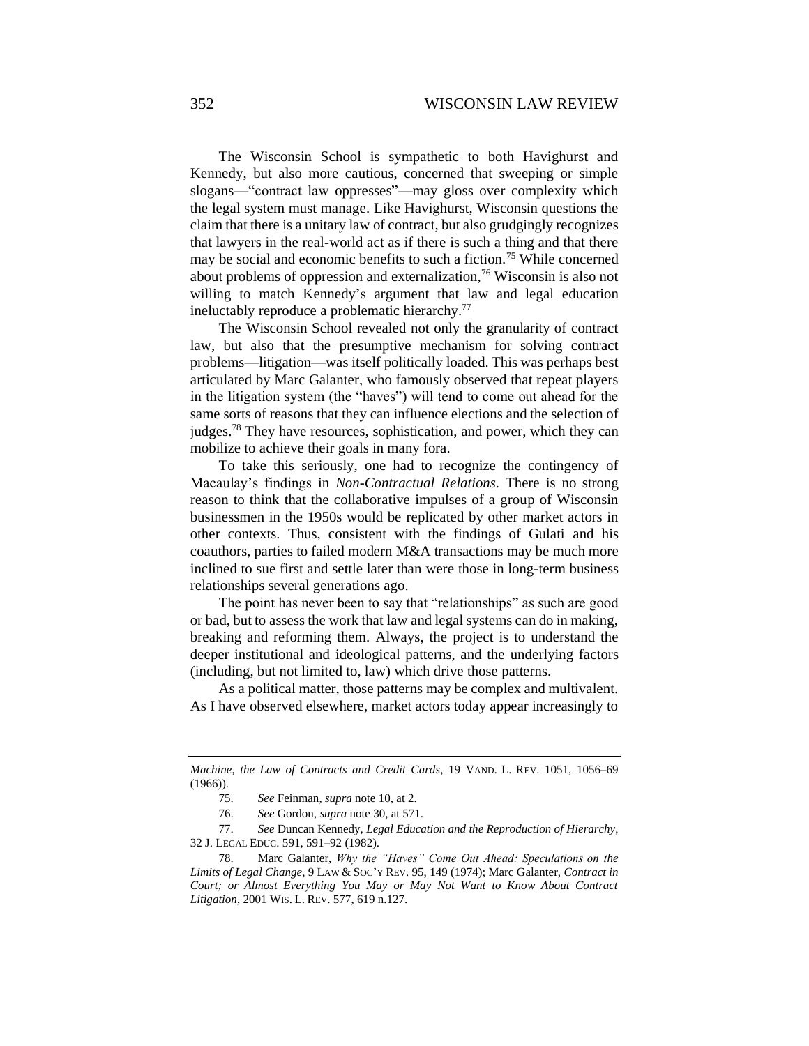The Wisconsin School is sympathetic to both Havighurst and Kennedy, but also more cautious, concerned that sweeping or simple slogans—"contract law oppresses"—may gloss over complexity which the legal system must manage. Like Havighurst, Wisconsin questions the claim that there is a unitary law of contract, but also grudgingly recognizes that lawyers in the real-world act as if there is such a thing and that there may be social and economic benefits to such a fiction.[75] While concerned about problems of oppression and externalization,[76] Wisconsin is also not willing to match Kennedy's argument that law and legal education ineluctably reproduce a problematic hierarchy.[77]

The Wisconsin School revealed not only the granularity of contract law, but also that the presumptive mechanism for solving contract problems—litigation—was itself politically loaded. This was perhaps best articulated by Marc Galanter, who famously observed that repeat players in the litigation system (the "haves") will tend to come out ahead for the same sorts of reasons that they can influence elections and the selection of judges.[78] They have resources, sophistication, and power, which they can mobilize to achieve their goals in many fora.

To take this seriously, one had to recognize the contingency of Macaulay's findings in *Non-Contractual Relations*. There is no strong reason to think that the collaborative impulses of a group of Wisconsin businessmen in the 1950s would be replicated by other market actors in other contexts. Thus, consistent with the findings of Gulati and his coauthors, parties to failed modern M&A transactions may be much more inclined to sue first and settle later than were those in long-term business relationships several generations ago.

The point has never been to say that "relationships" as such are good or bad, but to assess the work that law and legal systems can do in making, breaking and reforming them. Always, the project is to understand the deeper institutional and ideological patterns, and the underlying factors (including, but not limited to, law) which drive those patterns.

As a political matter, those patterns may be complex and multivalent. As I have observed elsewhere, market actors today appear increasingly to

---

*Machine, the Law of Contracts and Credit Cards*, 19 VAND. L. REV. 1051, 1056–69 (1966)).

75. *See* Feinman, *supra* note 10, at 2.

76. *See* Gordon, *supra* note 30, at 571.

77. *See* Duncan Kennedy, *Legal Education and the Reproduction of Hierarchy*, 32 J. LEGAL EDUC. 591, 591–92 (1982).

78. Marc Galanter, *Why the "Haves" Come Out Ahead: Speculations on the Limits of Legal Change*, 9 LAW & SOC'Y REV. 95, 149 (1974); Marc Galanter, *Contract in Court; or Almost Everything You May or May Not Want to Know About Contract Litigation*, 2001 WIS. L. REV. 577, 619 n.127.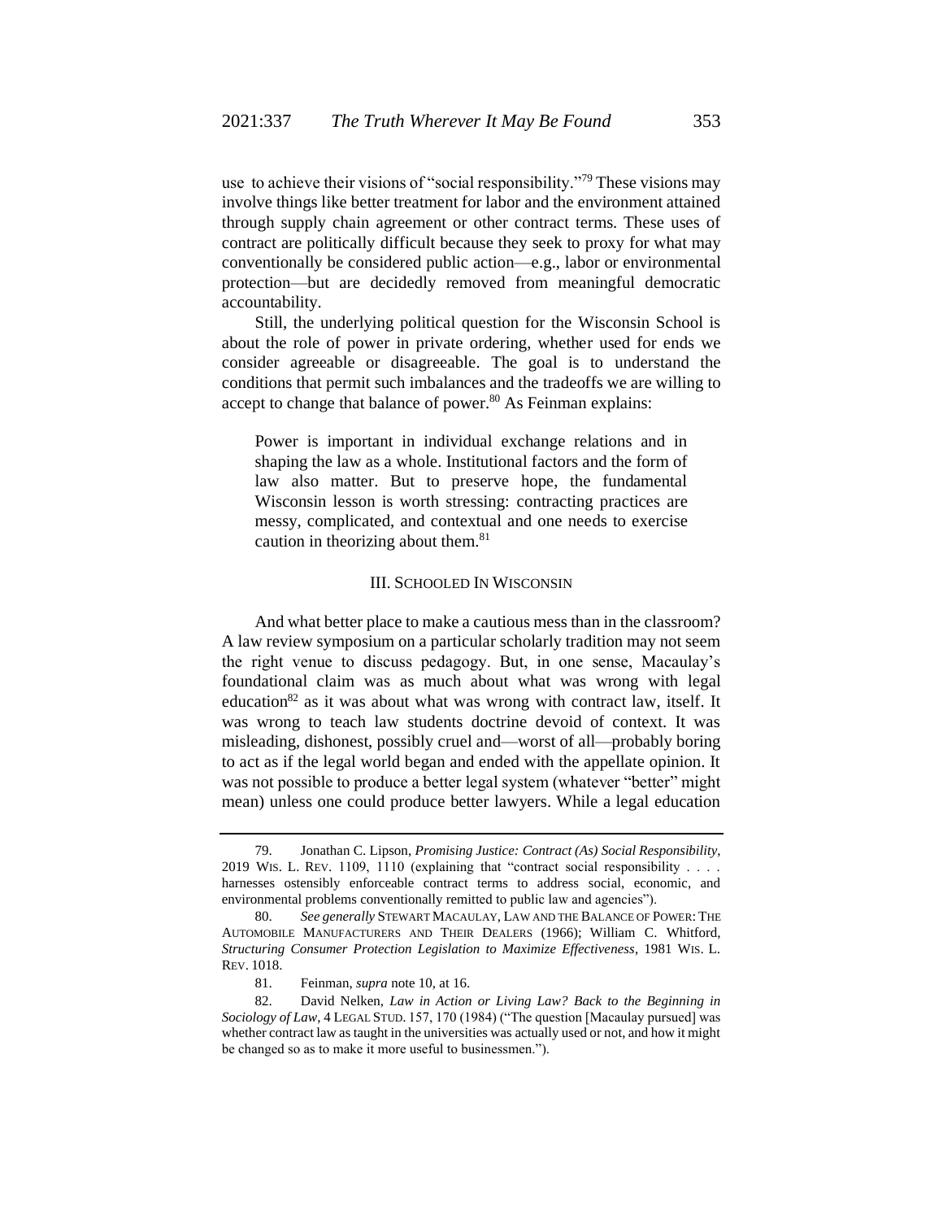use to achieve their visions of "social responsibility."[79] These visions may involve things like better treatment for labor and the environment attained through supply chain agreement or other contract terms. These uses of contract are politically difficult because they seek to proxy for what may conventionally be considered public action—e.g., labor or environmental protection—but are decidedly removed from meaningful democratic accountability.

Still, the underlying political question for the Wisconsin School is about the role of power in private ordering, whether used for ends we consider agreeable or disagreeable. The goal is to understand the conditions that permit such imbalances and the tradeoffs we are willing to accept to change that balance of power.[80] As Feinman explains:

> Power is important in individual exchange relations and in shaping the law as a whole. Institutional factors and the form of law also matter. But to preserve hope, the fundamental Wisconsin lesson is worth stressing: contracting practices are messy, complicated, and contextual and one needs to exercise caution in theorizing about them.[81]

## III. Schooled In Wisconsin

And what better place to make a cautious mess than in the classroom? A law review symposium on a particular scholarly tradition may not seem the right venue to discuss pedagogy. But, in one sense, Macaulay's foundational claim was as much about what was wrong with legal education[82] as it was about what was wrong with contract law, itself. It was wrong to teach law students doctrine devoid of context. It was misleading, dishonest, possibly cruel and—worst of all—probably boring to act as if the legal world began and ended with the appellate opinion. It was not possible to produce a better legal system (whatever "better" might mean) unless one could produce better lawyers. While a legal education

---

79. Jonathan C. Lipson, *Promising Justice: Contract (As) Social Responsibility*, 2019 Wis. L. Rev. 1109, 1110 (explaining that "contract social responsibility . . . . harnesses ostensibly enforceable contract terms to address social, economic, and environmental problems conventionally remitted to public law and agencies").

80. *See generally* Stewart Macaulay, Law and the Balance of Power: The Automobile Manufacturers and Their Dealers (1966); William C. Whitford, *Structuring Consumer Protection Legislation to Maximize Effectiveness*, 1981 Wis. L. Rev. 1018.

81. Feinman, *supra* note 10, at 16.

82. David Nelken, *Law in Action or Living Law? Back to the Beginning in Sociology of Law*, 4 Legal Stud. 157, 170 (1984) ("The question [Macaulay pursued] was whether contract law as taught in the universities was actually used or not, and how it might be changed so as to make it more useful to businessmen.").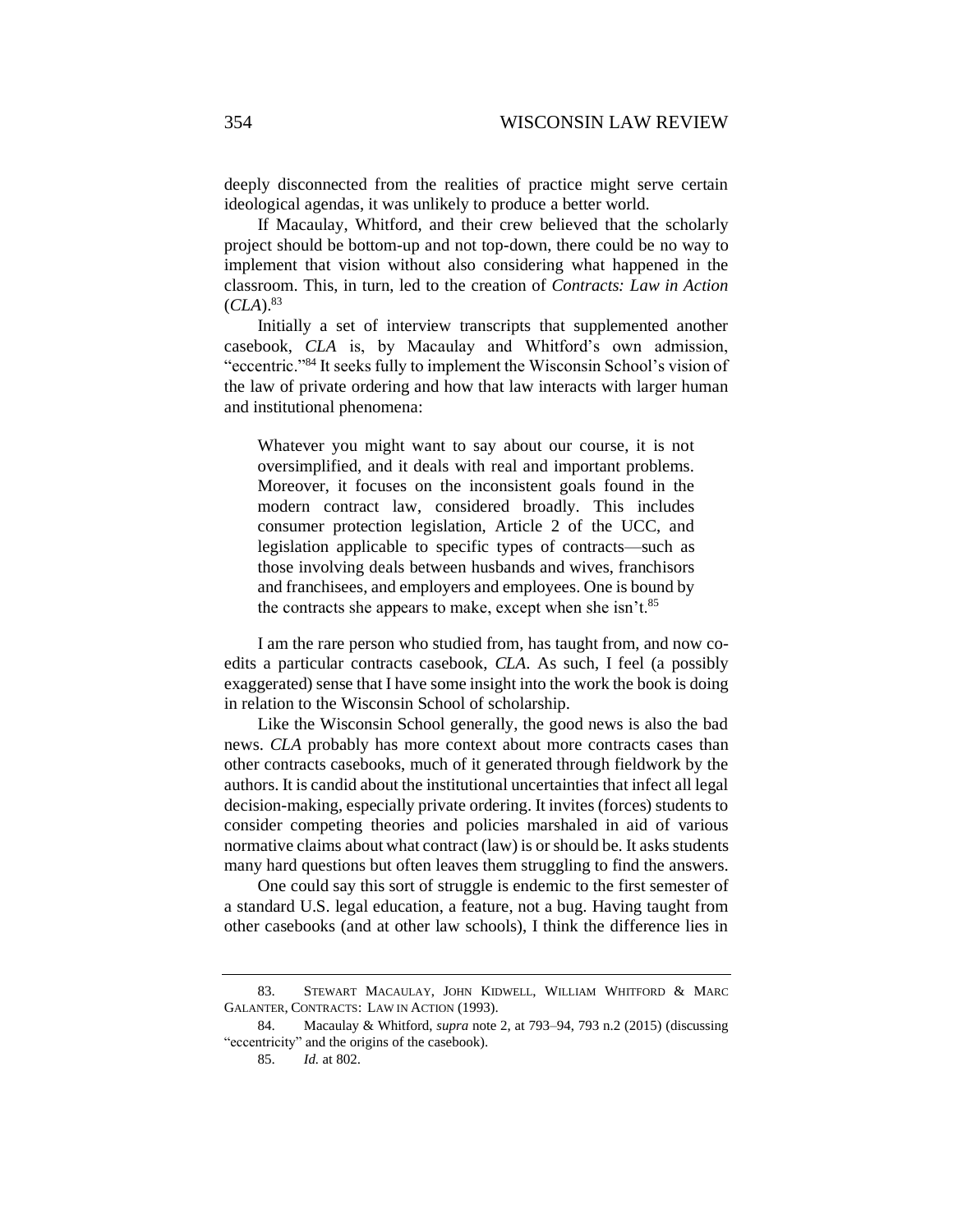deeply disconnected from the realities of practice might serve certain ideological agendas, it was unlikely to produce a better world.

If Macaulay, Whitford, and their crew believed that the scholarly project should be bottom-up and not top-down, there could be no way to implement that vision without also considering what happened in the classroom. This, in turn, led to the creation of *Contracts: Law in Action* (*CLA*).[83]

Initially a set of interview transcripts that supplemented another casebook, *CLA* is, by Macaulay and Whitford's own admission, "eccentric."[84] It seeks fully to implement the Wisconsin School's vision of the law of private ordering and how that law interacts with larger human and institutional phenomena:

> Whatever you might want to say about our course, it is not oversimplified, and it deals with real and important problems. Moreover, it focuses on the inconsistent goals found in the modern contract law, considered broadly. This includes consumer protection legislation, Article 2 of the UCC, and legislation applicable to specific types of contracts—such as those involving deals between husbands and wives, franchisors and franchisees, and employers and employees. One is bound by the contracts she appears to make, except when she isn't.[85]

I am the rare person who studied from, has taught from, and now co-edits a particular contracts casebook, *CLA*. As such, I feel (a possibly exaggerated) sense that I have some insight into the work the book is doing in relation to the Wisconsin School of scholarship.

Like the Wisconsin School generally, the good news is also the bad news. *CLA* probably has more context about more contracts cases than other contracts casebooks, much of it generated through fieldwork by the authors. It is candid about the institutional uncertainties that infect all legal decision-making, especially private ordering. It invites (forces) students to consider competing theories and policies marshaled in aid of various normative claims about what contract (law) is or should be. It asks students many hard questions but often leaves them struggling to find the answers.

One could say this sort of struggle is endemic to the first semester of a standard U.S. legal education, a feature, not a bug. Having taught from other casebooks (and at other law schools), I think the difference lies in

---

83. STEWART MACAULAY, JOHN KIDWELL, WILLIAM WHITFORD & MARC GALANTER, CONTRACTS: LAW IN ACTION (1993).

84. Macaulay & Whitford, *supra* note 2, at 793–94, 793 n.2 (2015) (discussing "eccentricity" and the origins of the casebook).

85. *Id.* at 802.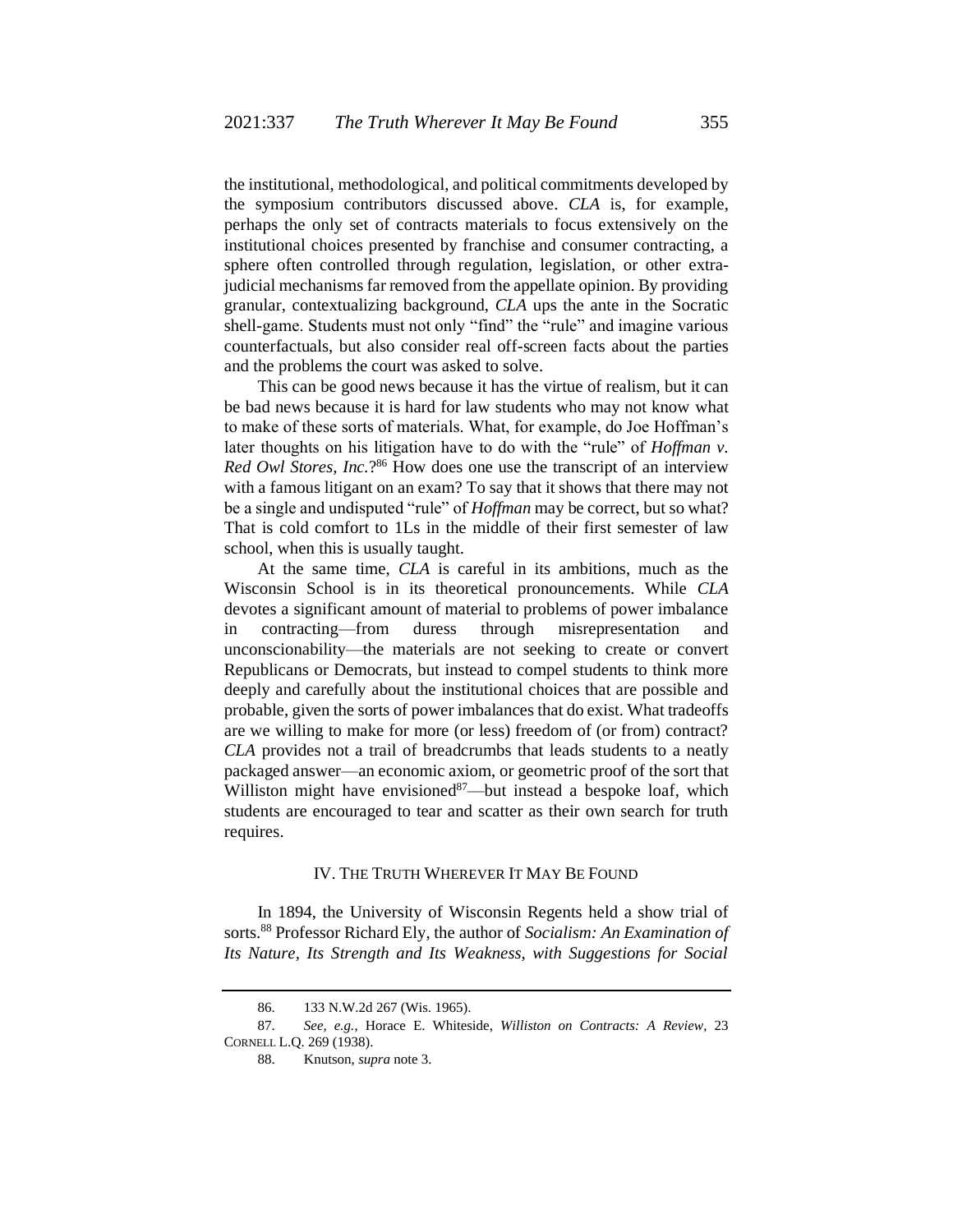the institutional, methodological, and political commitments developed by the symposium contributors discussed above. *CLA* is, for example, perhaps the only set of contracts materials to focus extensively on the institutional choices presented by franchise and consumer contracting, a sphere often controlled through regulation, legislation, or other extra-judicial mechanisms far removed from the appellate opinion. By providing granular, contextualizing background, *CLA* ups the ante in the Socratic shell-game. Students must not only "find" the "rule" and imagine various counterfactuals, but also consider real off-screen facts about the parties and the problems the court was asked to solve.

This can be good news because it has the virtue of realism, but it can be bad news because it is hard for law students who may not know what to make of these sorts of materials. What, for example, do Joe Hoffman's later thoughts on his litigation have to do with the "rule" of *Hoffman v. Red Owl Stores, Inc.*?[86] How does one use the transcript of an interview with a famous litigant on an exam? To say that it shows that there may not be a single and undisputed "rule" of *Hoffman* may be correct, but so what? That is cold comfort to 1Ls in the middle of their first semester of law school, when this is usually taught.

At the same time, *CLA* is careful in its ambitions, much as the Wisconsin School is in its theoretical pronouncements. While *CLA* devotes a significant amount of material to problems of power imbalance in contracting—from duress through misrepresentation and unconscionability—the materials are not seeking to create or convert Republicans or Democrats, but instead to compel students to think more deeply and carefully about the institutional choices that are possible and probable, given the sorts of power imbalances that do exist. What tradeoffs are we willing to make for more (or less) freedom of (or from) contract? *CLA* provides not a trail of breadcrumbs that leads students to a neatly packaged answer—an economic axiom, or geometric proof of the sort that Williston might have envisioned[87]—but instead a bespoke loaf, which students are encouraged to tear and scatter as their own search for truth requires.

## IV. The Truth Wherever It May Be Found

In 1894, the University of Wisconsin Regents held a show trial of sorts.[88] Professor Richard Ely, the author of *Socialism: An Examination of Its Nature, Its Strength and Its Weakness, with Suggestions for Social*

---

86. 133 N.W.2d 267 (Wis. 1965).

87. *See, e.g.*, Horace E. Whiteside, *Williston on Contracts: A Review*, 23 Cornell L.Q. 269 (1938).

88. Knutson, *supra* note 3.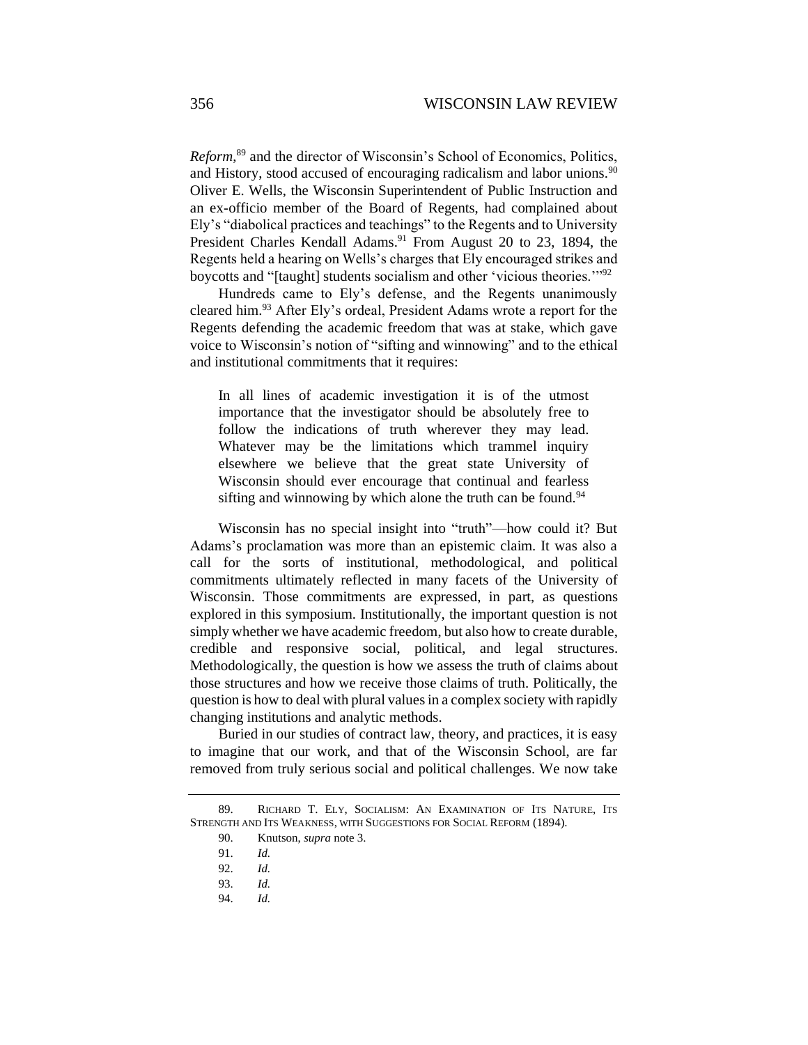*Reform*,[89] and the director of Wisconsin's School of Economics, Politics, and History, stood accused of encouraging radicalism and labor unions.[90] Oliver E. Wells, the Wisconsin Superintendent of Public Instruction and an ex-officio member of the Board of Regents, had complained about Ely's "diabolical practices and teachings" to the Regents and to University President Charles Kendall Adams.[91] From August 20 to 23, 1894, the Regents held a hearing on Wells's charges that Ely encouraged strikes and boycotts and "[taught] students socialism and other 'vicious theories.'"[92]

Hundreds came to Ely's defense, and the Regents unanimously cleared him.[93] After Ely's ordeal, President Adams wrote a report for the Regents defending the academic freedom that was at stake, which gave voice to Wisconsin's notion of "sifting and winnowing" and to the ethical and institutional commitments that it requires:

> In all lines of academic investigation it is of the utmost importance that the investigator should be absolutely free to follow the indications of truth wherever they may lead. Whatever may be the limitations which trammel inquiry elsewhere we believe that the great state University of Wisconsin should ever encourage that continual and fearless sifting and winnowing by which alone the truth can be found.[94]

Wisconsin has no special insight into "truth"—how could it? But Adams's proclamation was more than an epistemic claim. It was also a call for the sorts of institutional, methodological, and political commitments ultimately reflected in many facets of the University of Wisconsin. Those commitments are expressed, in part, as questions explored in this symposium. Institutionally, the important question is not simply whether we have academic freedom, but also how to create durable, credible and responsive social, political, and legal structures. Methodologically, the question is how we assess the truth of claims about those structures and how we receive those claims of truth. Politically, the question is how to deal with plural values in a complex society with rapidly changing institutions and analytic methods.

Buried in our studies of contract law, theory, and practices, it is easy to imagine that our work, and that of the Wisconsin School, are far removed from truly serious social and political challenges. We now take

---

89. RICHARD T. ELY, SOCIALISM: AN EXAMINATION OF ITS NATURE, ITS STRENGTH AND ITS WEAKNESS, WITH SUGGESTIONS FOR SOCIAL REFORM (1894).

90. Knutson, *supra* note 3.

91. *Id.*

92. *Id.*

93. *Id.*

94. *Id.*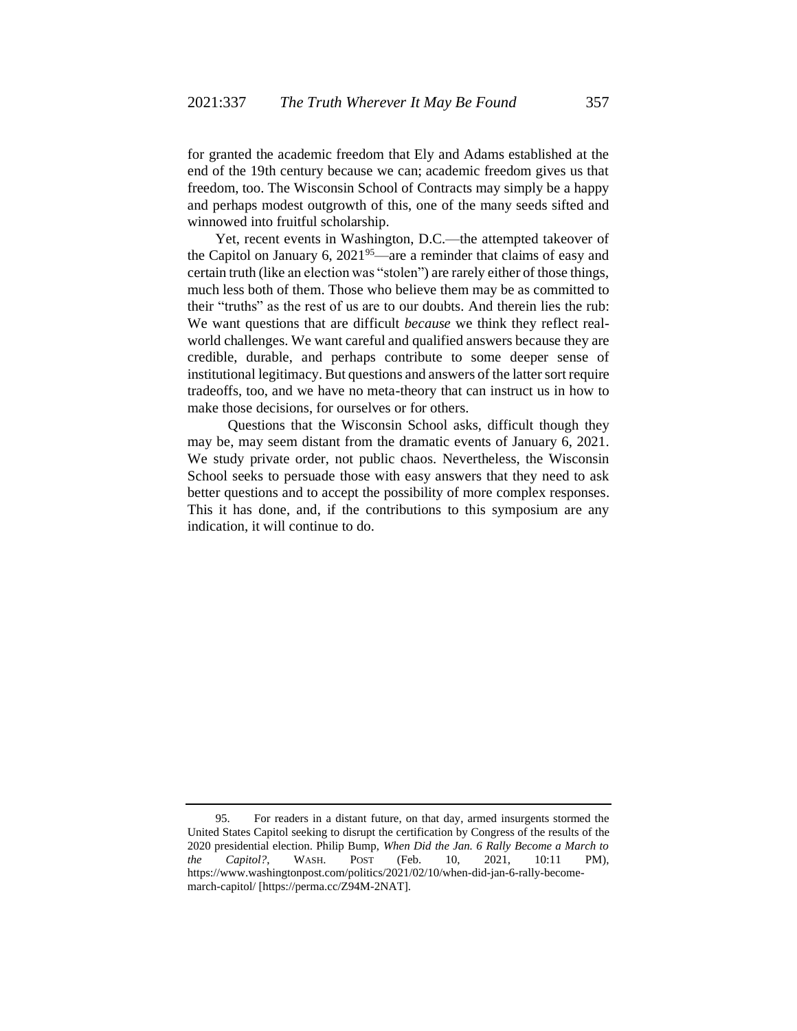for granted the academic freedom that Ely and Adams established at the end of the 19th century because we can; academic freedom gives us that freedom, too. The Wisconsin School of Contracts may simply be a happy and perhaps modest outgrowth of this, one of the many seeds sifted and winnowed into fruitful scholarship.

Yet, recent events in Washington, D.C.—the attempted takeover of the Capitol on January 6, 2021[95]—are a reminder that claims of easy and certain truth (like an election was "stolen") are rarely either of those things, much less both of them. Those who believe them may be as committed to their "truths" as the rest of us are to our doubts. And therein lies the rub: We want questions that are difficult *because* we think they reflect real-world challenges. We want careful and qualified answers because they are credible, durable, and perhaps contribute to some deeper sense of institutional legitimacy. But questions and answers of the latter sort require tradeoffs, too, and we have no meta-theory that can instruct us in how to make those decisions, for ourselves or for others.

Questions that the Wisconsin School asks, difficult though they may be, may seem distant from the dramatic events of January 6, 2021. We study private order, not public chaos. Nevertheless, the Wisconsin School seeks to persuade those with easy answers that they need to ask better questions and to accept the possibility of more complex responses. This it has done, and, if the contributions to this symposium are any indication, it will continue to do.

---

95. For readers in a distant future, on that day, armed insurgents stormed the United States Capitol seeking to disrupt the certification by Congress of the results of the 2020 presidential election. Philip Bump, *When Did the Jan. 6 Rally Become a March to the Capitol?*, WASH. POST (Feb. 10, 2021, 10:11 PM), https://www.washingtonpost.com/politics/2021/02/10/when-did-jan-6-rally-become-march-capitol/ [https://perma.cc/Z94M-2NAT].